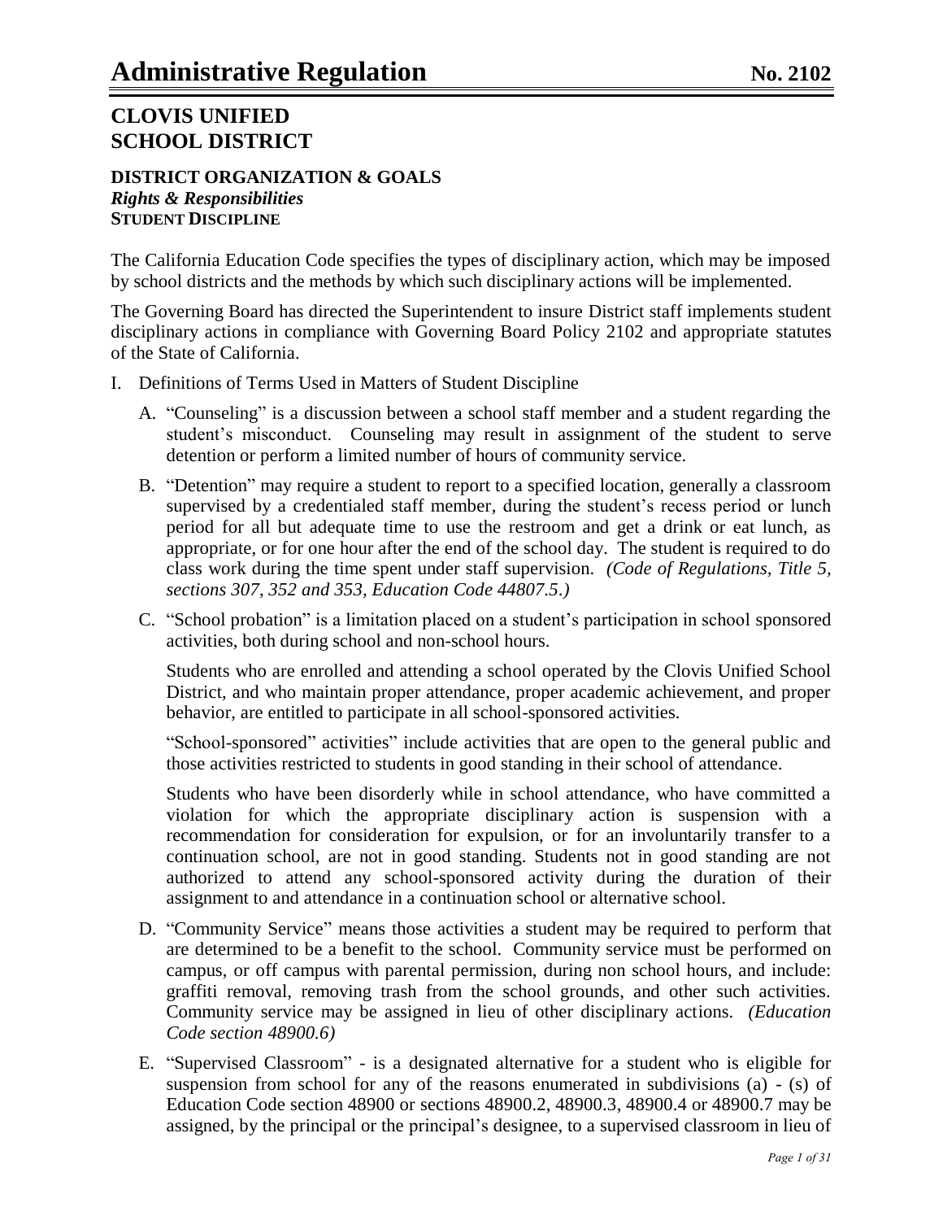# Administrative Regulation No. 2102

## CLOVIS UNIFIED SCHOOL DISTRICT

**DISTRICT ORGANIZATION & GOALS**
***Rights & Responsibilities***
**STUDENT DISCIPLINE**

The California Education Code specifies the types of disciplinary action, which may be imposed by school districts and the methods by which such disciplinary actions will be implemented.

The Governing Board has directed the Superintendent to insure District staff implements student disciplinary actions in compliance with Governing Board Policy 2102 and appropriate statutes of the State of California.

I. Definitions of Terms Used in Matters of Student Discipline

   A. "Counseling" is a discussion between a school staff member and a student regarding the student's misconduct. Counseling may result in assignment of the student to serve detention or perform a limited number of hours of community service.

   B. "Detention" may require a student to report to a specified location, generally a classroom supervised by a credentialed staff member, during the student's recess period or lunch period for all but adequate time to use the restroom and get a drink or eat lunch, as appropriate, or for one hour after the end of the school day. The student is required to do class work during the time spent under staff supervision. *(Code of Regulations, Title 5, sections 307, 352 and 353, Education Code 44807.5.)*

   C. "School probation" is a limitation placed on a student's participation in school sponsored activities, both during school and non-school hours.

      Students who are enrolled and attending a school operated by the Clovis Unified School District, and who maintain proper attendance, proper academic achievement, and proper behavior, are entitled to participate in all school-sponsored activities.

      "School-sponsored" activities" include activities that are open to the general public and those activities restricted to students in good standing in their school of attendance.

      Students who have been disorderly while in school attendance, who have committed a violation for which the appropriate disciplinary action is suspension with a recommendation for consideration for expulsion, or for an involuntarily transfer to a continuation school, are not in good standing. Students not in good standing are not authorized to attend any school-sponsored activity during the duration of their assignment to and attendance in a continuation school or alternative school.

   D. "Community Service" means those activities a student may be required to perform that are determined to be a benefit to the school. Community service must be performed on campus, or off campus with parental permission, during non school hours, and include: graffiti removal, removing trash from the school grounds, and other such activities. Community service may be assigned in lieu of other disciplinary actions. *(Education Code section 48900.6)*

   E. "Supervised Classroom" - is a designated alternative for a student who is eligible for suspension from school for any of the reasons enumerated in subdivisions (a) - (s) of Education Code section 48900 or sections 48900.2, 48900.3, 48900.4 or 48900.7 may be assigned, by the principal or the principal's designee, to a supervised classroom in lieu of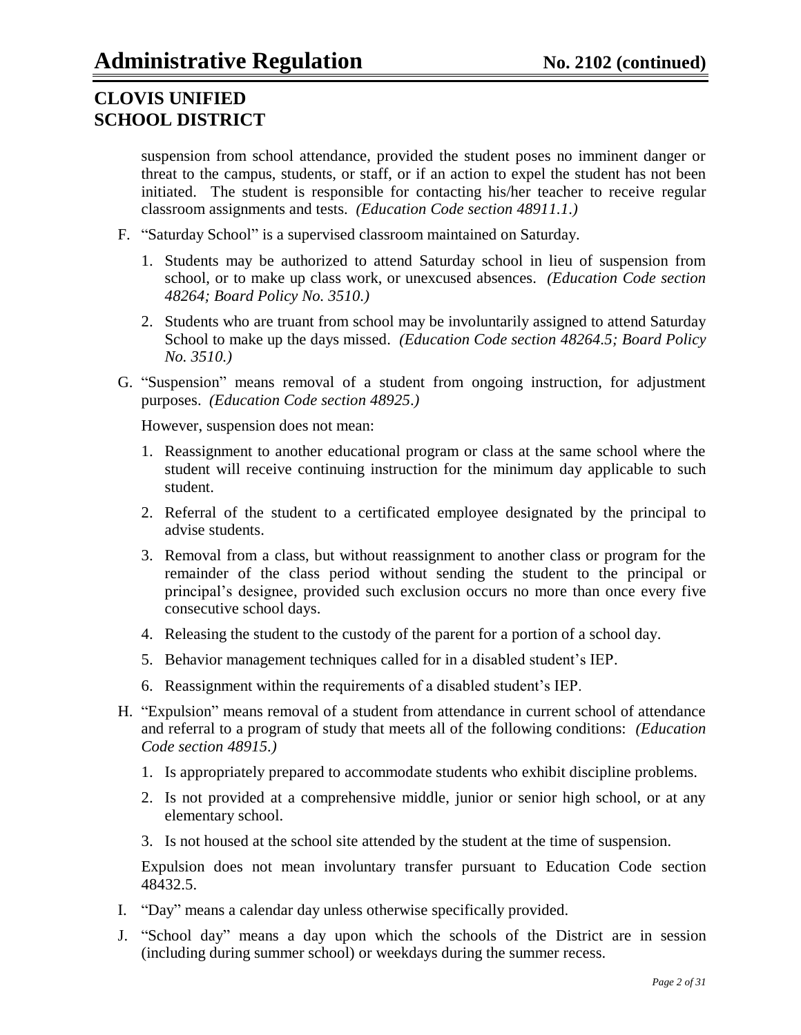suspension from school attendance, provided the student poses no imminent danger or threat to the campus, students, or staff, or if an action to expel the student has not been initiated. The student is responsible for contacting his/her teacher to receive regular classroom assignments and tests. *(Education Code section 48911.1.)*

F. "Saturday School" is a supervised classroom maintained on Saturday.

   1. Students may be authorized to attend Saturday school in lieu of suspension from school, or to make up class work, or unexcused absences. *(Education Code section 48264; Board Policy No. 3510.)*

   2. Students who are truant from school may be involuntarily assigned to attend Saturday School to make up the days missed. *(Education Code section 48264.5; Board Policy No. 3510.)*

G. "Suspension" means removal of a student from ongoing instruction, for adjustment purposes. *(Education Code section 48925.)*

   However, suspension does not mean:

   1. Reassignment to another educational program or class at the same school where the student will receive continuing instruction for the minimum day applicable to such student.

   2. Referral of the student to a certificated employee designated by the principal to advise students.

   3. Removal from a class, but without reassignment to another class or program for the remainder of the class period without sending the student to the principal or principal's designee, provided such exclusion occurs no more than once every five consecutive school days.

   4. Releasing the student to the custody of the parent for a portion of a school day.

   5. Behavior management techniques called for in a disabled student's IEP.

   6. Reassignment within the requirements of a disabled student's IEP.

H. "Expulsion" means removal of a student from attendance in current school of attendance and referral to a program of study that meets all of the following conditions: *(Education Code section 48915.)*

   1. Is appropriately prepared to accommodate students who exhibit discipline problems.

   2. Is not provided at a comprehensive middle, junior or senior high school, or at any elementary school.

   3. Is not housed at the school site attended by the student at the time of suspension.

   Expulsion does not mean involuntary transfer pursuant to Education Code section 48432.5.

I. "Day" means a calendar day unless otherwise specifically provided.

J. "School day" means a day upon which the schools of the District are in session (including during summer school) or weekdays during the summer recess.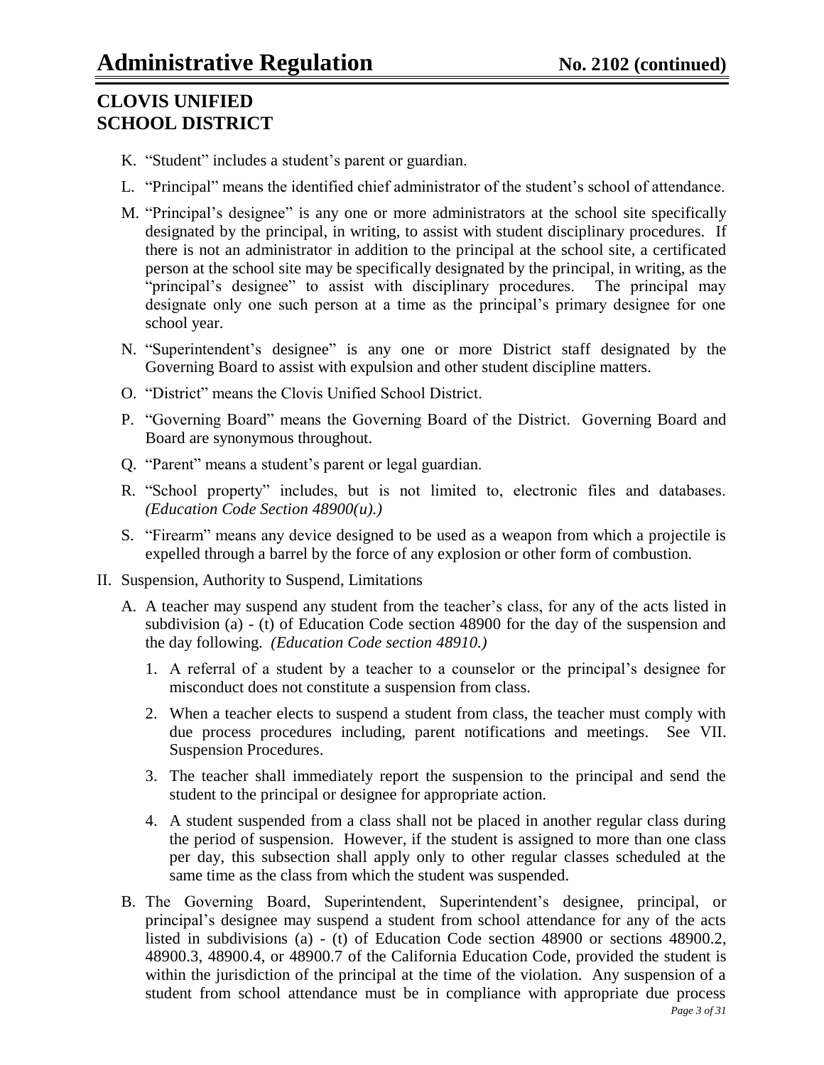K. "Student" includes a student's parent or guardian.

L. "Principal" means the identified chief administrator of the student's school of attendance.

M. "Principal's designee" is any one or more administrators at the school site specifically designated by the principal, in writing, to assist with student disciplinary procedures. If there is not an administrator in addition to the principal at the school site, a certificated person at the school site may be specifically designated by the principal, in writing, as the "principal's designee" to assist with disciplinary procedures. The principal may designate only one such person at a time as the principal's primary designee for one school year.

N. "Superintendent's designee" is any one or more District staff designated by the Governing Board to assist with expulsion and other student discipline matters.

O. "District" means the Clovis Unified School District.

P. "Governing Board" means the Governing Board of the District. Governing Board and Board are synonymous throughout.

Q. "Parent" means a student's parent or legal guardian.

R. "School property" includes, but is not limited to, electronic files and databases. *(Education Code Section 48900(u).)*

S. "Firearm" means any device designed to be used as a weapon from which a projectile is expelled through a barrel by the force of any explosion or other form of combustion.

II. Suspension, Authority to Suspend, Limitations

A. A teacher may suspend any student from the teacher's class, for any of the acts listed in subdivision (a) - (t) of Education Code section 48900 for the day of the suspension and the day following. *(Education Code section 48910.)*

1. A referral of a student by a teacher to a counselor or the principal's designee for misconduct does not constitute a suspension from class.

2. When a teacher elects to suspend a student from class, the teacher must comply with due process procedures including, parent notifications and meetings. See VII. Suspension Procedures.

3. The teacher shall immediately report the suspension to the principal and send the student to the principal or designee for appropriate action.

4. A student suspended from a class shall not be placed in another regular class during the period of suspension. However, if the student is assigned to more than one class per day, this subsection shall apply only to other regular classes scheduled at the same time as the class from which the student was suspended.

B. The Governing Board, Superintendent, Superintendent's designee, principal, or principal's designee may suspend a student from school attendance for any of the acts listed in subdivisions (a) - (t) of Education Code section 48900 or sections 48900.2, 48900.3, 48900.4, or 48900.7 of the California Education Code, provided the student is within the jurisdiction of the principal at the time of the violation. Any suspension of a student from school attendance must be in compliance with appropriate due process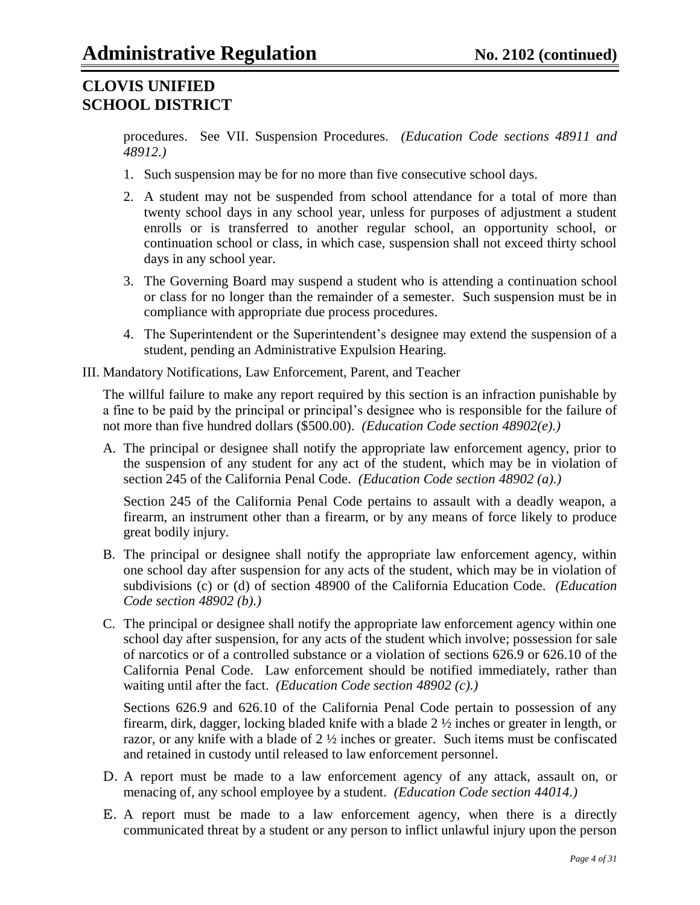procedures. See VII. Suspension Procedures. *(Education Code sections 48911 and 48912.)*

1. Such suspension may be for no more than five consecutive school days.
2. A student may not be suspended from school attendance for a total of more than twenty school days in any school year, unless for purposes of adjustment a student enrolls or is transferred to another regular school, an opportunity school, or continuation school or class, in which case, suspension shall not exceed thirty school days in any school year.
3. The Governing Board may suspend a student who is attending a continuation school or class for no longer than the remainder of a semester. Such suspension must be in compliance with appropriate due process procedures.
4. The Superintendent or the Superintendent's designee may extend the suspension of a student, pending an Administrative Expulsion Hearing.

III. Mandatory Notifications, Law Enforcement, Parent, and Teacher

The willful failure to make any report required by this section is an infraction punishable by a fine to be paid by the principal or principal's designee who is responsible for the failure of not more than five hundred dollars ($500.00). *(Education Code section 48902(e).)*

A. The principal or designee shall notify the appropriate law enforcement agency, prior to the suspension of any student for any act of the student, which may be in violation of section 245 of the California Penal Code. *(Education Code section 48902 (a).)*

   Section 245 of the California Penal Code pertains to assault with a deadly weapon, a firearm, an instrument other than a firearm, or by any means of force likely to produce great bodily injury.

B. The principal or designee shall notify the appropriate law enforcement agency, within one school day after suspension for any acts of the student, which may be in violation of subdivisions (c) or (d) of section 48900 of the California Education Code. *(Education Code section 48902 (b).)*

C. The principal or designee shall notify the appropriate law enforcement agency within one school day after suspension, for any acts of the student which involve; possession for sale of narcotics or of a controlled substance or a violation of sections 626.9 or 626.10 of the California Penal Code. Law enforcement should be notified immediately, rather than waiting until after the fact. *(Education Code section 48902 (c).)*

   Sections 626.9 and 626.10 of the California Penal Code pertain to possession of any firearm, dirk, dagger, locking bladed knife with a blade 2 ½ inches or greater in length, or razor, or any knife with a blade of 2 ½ inches or greater. Such items must be confiscated and retained in custody until released to law enforcement personnel.

D. A report must be made to a law enforcement agency of any attack, assault on, or menacing of, any school employee by a student. *(Education Code section 44014.)*

E. A report must be made to a law enforcement agency, when there is a directly communicated threat by a student or any person to inflict unlawful injury upon the person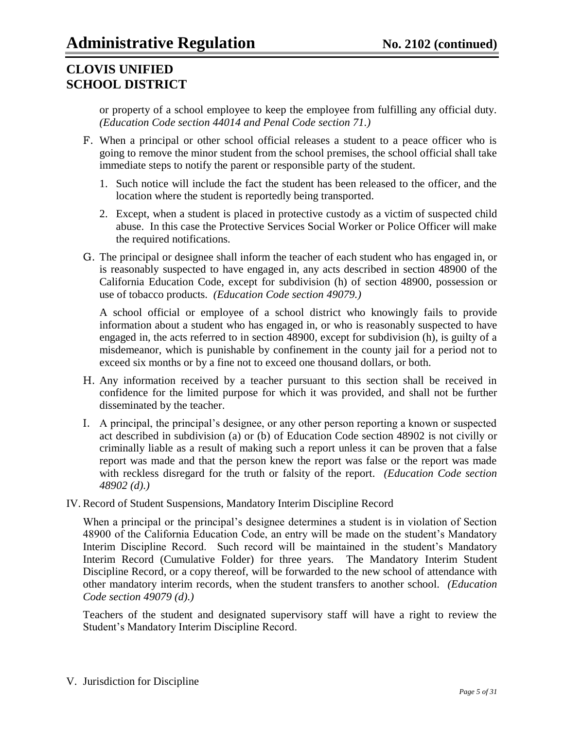or property of a school employee to keep the employee from fulfilling any official duty. *(Education Code section 44014 and Penal Code section 71.)*

F. When a principal or other school official releases a student to a peace officer who is going to remove the minor student from the school premises, the school official shall take immediate steps to notify the parent or responsible party of the student.

   1. Such notice will include the fact the student has been released to the officer, and the location where the student is reportedly being transported.

   2. Except, when a student is placed in protective custody as a victim of suspected child abuse. In this case the Protective Services Social Worker or Police Officer will make the required notifications.

G. The principal or designee shall inform the teacher of each student who has engaged in, or is reasonably suspected to have engaged in, any acts described in section 48900 of the California Education Code, except for subdivision (h) of section 48900, possession or use of tobacco products. *(Education Code section 49079.)*

   A school official or employee of a school district who knowingly fails to provide information about a student who has engaged in, or who is reasonably suspected to have engaged in, the acts referred to in section 48900, except for subdivision (h), is guilty of a misdemeanor, which is punishable by confinement in the county jail for a period not to exceed six months or by a fine not to exceed one thousand dollars, or both.

H. Any information received by a teacher pursuant to this section shall be received in confidence for the limited purpose for which it was provided, and shall not be further disseminated by the teacher.

I. A principal, the principal's designee, or any other person reporting a known or suspected act described in subdivision (a) or (b) of Education Code section 48902 is not civilly or criminally liable as a result of making such a report unless it can be proven that a false report was made and that the person knew the report was false or the report was made with reckless disregard for the truth or falsity of the report. *(Education Code section 48902 (d).)*

IV. Record of Student Suspensions, Mandatory Interim Discipline Record

When a principal or the principal's designee determines a student is in violation of Section 48900 of the California Education Code, an entry will be made on the student's Mandatory Interim Discipline Record. Such record will be maintained in the student's Mandatory Interim Record (Cumulative Folder) for three years. The Mandatory Interim Student Discipline Record, or a copy thereof, will be forwarded to the new school of attendance with other mandatory interim records, when the student transfers to another school. *(Education Code section 49079 (d).)*

Teachers of the student and designated supervisory staff will have a right to review the Student's Mandatory Interim Discipline Record.

V. Jurisdiction for Discipline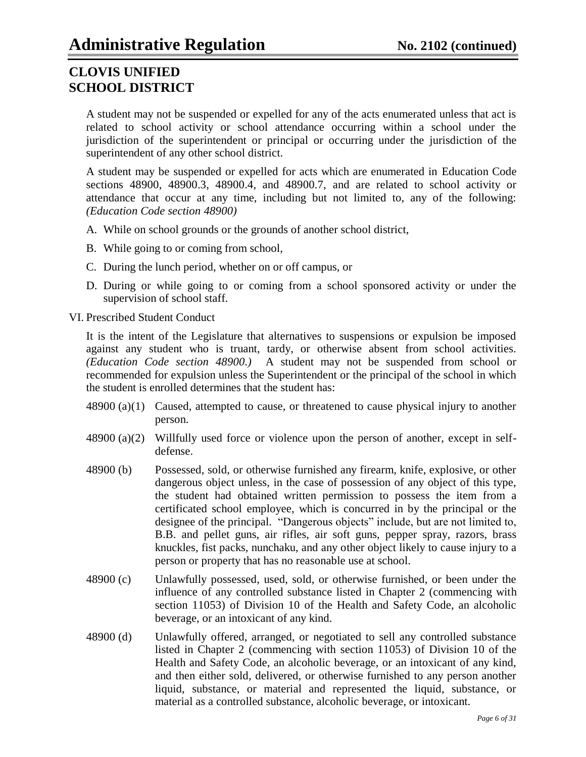A student may not be suspended or expelled for any of the acts enumerated unless that act is related to school activity or school attendance occurring within a school under the jurisdiction of the superintendent or principal or occurring under the jurisdiction of the superintendent of any other school district.

A student may be suspended or expelled for acts which are enumerated in Education Code sections 48900, 48900.3, 48900.4, and 48900.7, and are related to school activity or attendance that occur at any time, including but not limited to, any of the following: *(Education Code section 48900)*

A. While on school grounds or the grounds of another school district,

B. While going to or coming from school,

C. During the lunch period, whether on or off campus, or

D. During or while going to or coming from a school sponsored activity or under the supervision of school staff.

VI. Prescribed Student Conduct

It is the intent of the Legislature that alternatives to suspensions or expulsion be imposed against any student who is truant, tardy, or otherwise absent from school activities. *(Education Code section 48900.)* A student may not be suspended from school or recommended for expulsion unless the Superintendent or the principal of the school in which the student is enrolled determines that the student has:

48900 (a)(1) Caused, attempted to cause, or threatened to cause physical injury to another person.

48900 (a)(2) Willfully used force or violence upon the person of another, except in self-defense.

48900 (b) Possessed, sold, or otherwise furnished any firearm, knife, explosive, or other dangerous object unless, in the case of possession of any object of this type, the student had obtained written permission to possess the item from a certificated school employee, which is concurred in by the principal or the designee of the principal. "Dangerous objects" include, but are not limited to, B.B. and pellet guns, air rifles, air soft guns, pepper spray, razors, brass knuckles, fist packs, nunchaku, and any other object likely to cause injury to a person or property that has no reasonable use at school.

48900 (c) Unlawfully possessed, used, sold, or otherwise furnished, or been under the influence of any controlled substance listed in Chapter 2 (commencing with section 11053) of Division 10 of the Health and Safety Code, an alcoholic beverage, or an intoxicant of any kind.

48900 (d) Unlawfully offered, arranged, or negotiated to sell any controlled substance listed in Chapter 2 (commencing with section 11053) of Division 10 of the Health and Safety Code, an alcoholic beverage, or an intoxicant of any kind, and then either sold, delivered, or otherwise furnished to any person another liquid, substance, or material and represented the liquid, substance, or material as a controlled substance, alcoholic beverage, or intoxicant.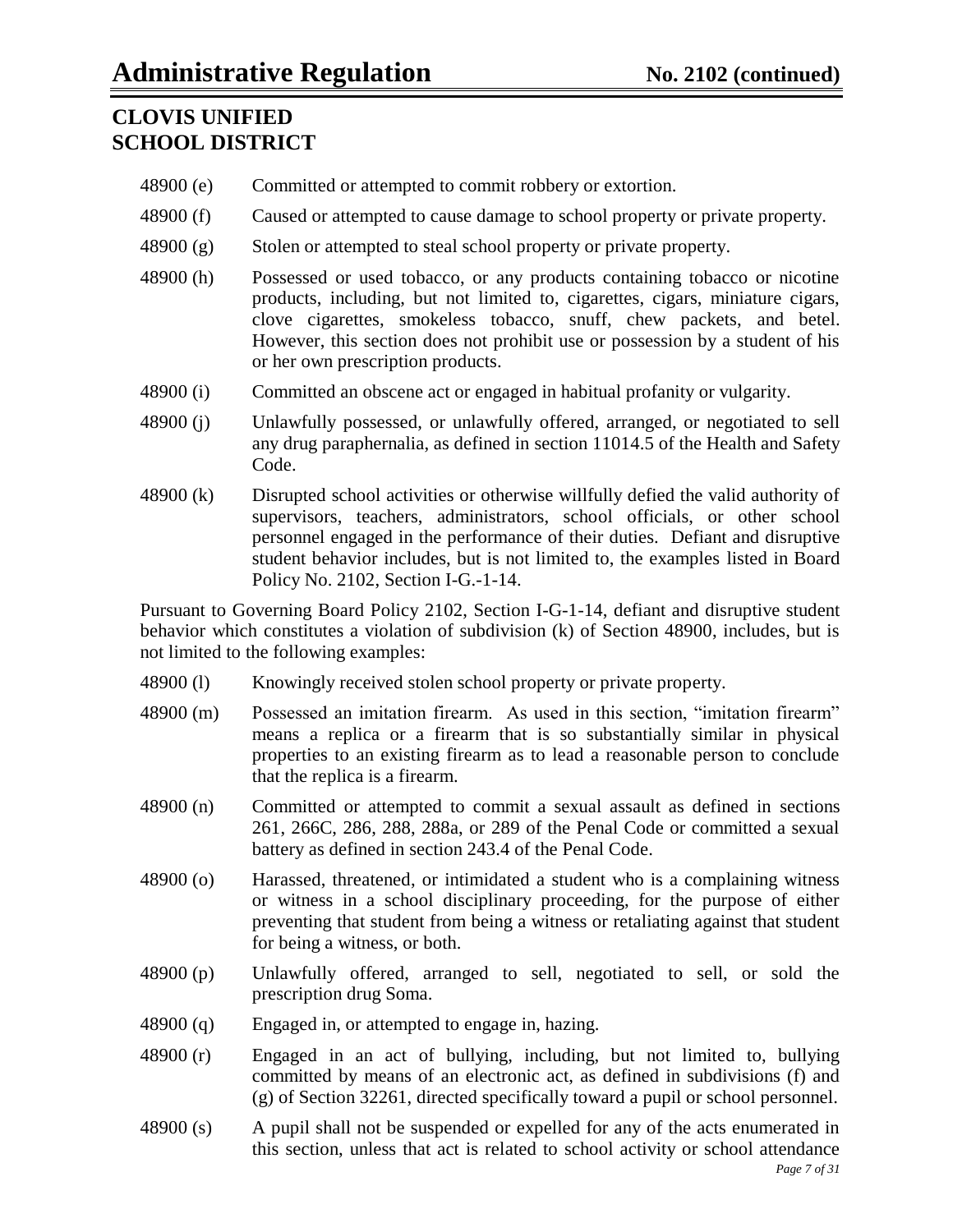48900 (e) Committed or attempted to commit robbery or extortion.

48900 (f) Caused or attempted to cause damage to school property or private property.

48900 (g) Stolen or attempted to steal school property or private property.

48900 (h) Possessed or used tobacco, or any products containing tobacco or nicotine products, including, but not limited to, cigarettes, cigars, miniature cigars, clove cigarettes, smokeless tobacco, snuff, chew packets, and betel. However, this section does not prohibit use or possession by a student of his or her own prescription products.

48900 (i) Committed an obscene act or engaged in habitual profanity or vulgarity.

48900 (j) Unlawfully possessed, or unlawfully offered, arranged, or negotiated to sell any drug paraphernalia, as defined in section 11014.5 of the Health and Safety Code.

48900 (k) Disrupted school activities or otherwise willfully defied the valid authority of supervisors, teachers, administrators, school officials, or other school personnel engaged in the performance of their duties. Defiant and disruptive student behavior includes, but is not limited to, the examples listed in Board Policy No. 2102, Section I-G.-1-14.

Pursuant to Governing Board Policy 2102, Section I-G-1-14, defiant and disruptive student behavior which constitutes a violation of subdivision (k) of Section 48900, includes, but is not limited to the following examples:

48900 (l) Knowingly received stolen school property or private property.

48900 (m) Possessed an imitation firearm. As used in this section, "imitation firearm" means a replica or a firearm that is so substantially similar in physical properties to an existing firearm as to lead a reasonable person to conclude that the replica is a firearm.

48900 (n) Committed or attempted to commit a sexual assault as defined in sections 261, 266C, 286, 288, 288a, or 289 of the Penal Code or committed a sexual battery as defined in section 243.4 of the Penal Code.

48900 (o) Harassed, threatened, or intimidated a student who is a complaining witness or witness in a school disciplinary proceeding, for the purpose of either preventing that student from being a witness or retaliating against that student for being a witness, or both.

48900 (p) Unlawfully offered, arranged to sell, negotiated to sell, or sold the prescription drug Soma.

48900 (q) Engaged in, or attempted to engage in, hazing.

48900 (r) Engaged in an act of bullying, including, but not limited to, bullying committed by means of an electronic act, as defined in subdivisions (f) and (g) of Section 32261, directed specifically toward a pupil or school personnel.

48900 (s) A pupil shall not be suspended or expelled for any of the acts enumerated in this section, unless that act is related to school activity or school attendance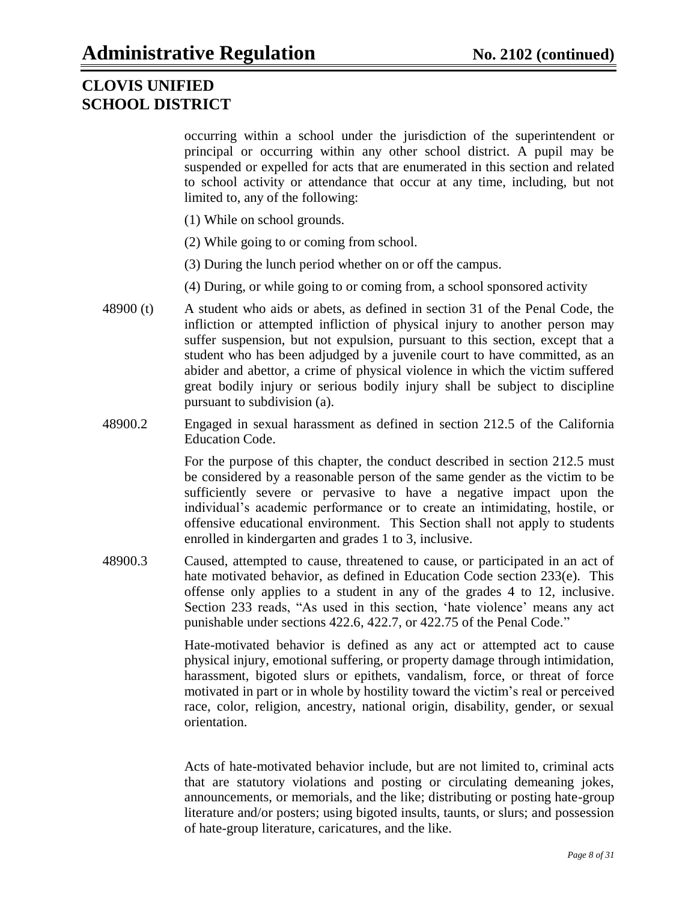occurring within a school under the jurisdiction of the superintendent or principal or occurring within any other school district. A pupil may be suspended or expelled for acts that are enumerated in this section and related to school activity or attendance that occur at any time, including, but not limited to, any of the following:

(1) While on school grounds.

(2) While going to or coming from school.

(3) During the lunch period whether on or off the campus.

(4) During, or while going to or coming from, a school sponsored activity

48900 (t) A student who aids or abets, as defined in section 31 of the Penal Code, the infliction or attempted infliction of physical injury to another person may suffer suspension, but not expulsion, pursuant to this section, except that a student who has been adjudged by a juvenile court to have committed, as an abider and abettor, a crime of physical violence in which the victim suffered great bodily injury or serious bodily injury shall be subject to discipline pursuant to subdivision (a).

48900.2 Engaged in sexual harassment as defined in section 212.5 of the California Education Code.

For the purpose of this chapter, the conduct described in section 212.5 must be considered by a reasonable person of the same gender as the victim to be sufficiently severe or pervasive to have a negative impact upon the individual's academic performance or to create an intimidating, hostile, or offensive educational environment. This Section shall not apply to students enrolled in kindergarten and grades 1 to 3, inclusive.

48900.3 Caused, attempted to cause, threatened to cause, or participated in an act of hate motivated behavior, as defined in Education Code section 233(e). This offense only applies to a student in any of the grades 4 to 12, inclusive. Section 233 reads, "As used in this section, 'hate violence' means any act punishable under sections 422.6, 422.7, or 422.75 of the Penal Code."

Hate-motivated behavior is defined as any act or attempted act to cause physical injury, emotional suffering, or property damage through intimidation, harassment, bigoted slurs or epithets, vandalism, force, or threat of force motivated in part or in whole by hostility toward the victim's real or perceived race, color, religion, ancestry, national origin, disability, gender, or sexual orientation.

Acts of hate-motivated behavior include, but are not limited to, criminal acts that are statutory violations and posting or circulating demeaning jokes, announcements, or memorials, and the like; distributing or posting hate-group literature and/or posters; using bigoted insults, taunts, or slurs; and possession of hate-group literature, caricatures, and the like.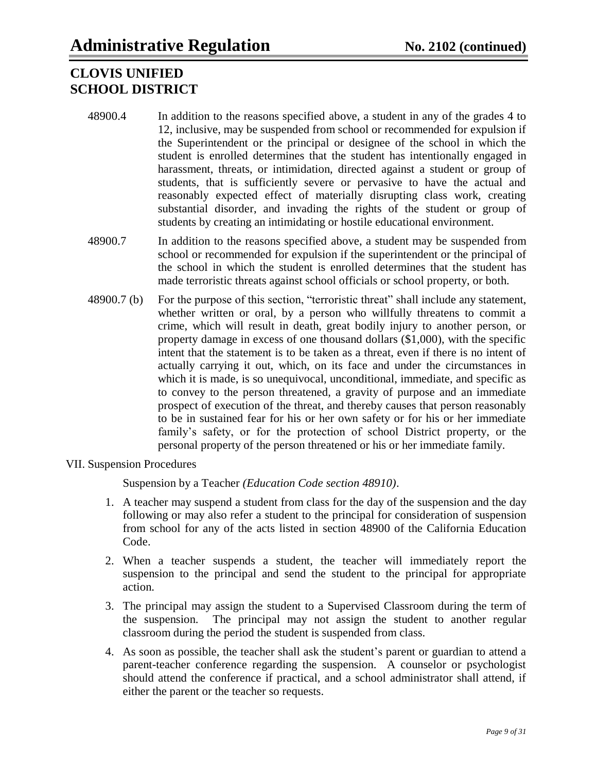48900.4 In addition to the reasons specified above, a student in any of the grades 4 to 12, inclusive, may be suspended from school or recommended for expulsion if the Superintendent or the principal or designee of the school in which the student is enrolled determines that the student has intentionally engaged in harassment, threats, or intimidation, directed against a student or group of students, that is sufficiently severe or pervasive to have the actual and reasonably expected effect of materially disrupting class work, creating substantial disorder, and invading the rights of the student or group of students by creating an intimidating or hostile educational environment.

48900.7 In addition to the reasons specified above, a student may be suspended from school or recommended for expulsion if the superintendent or the principal of the school in which the student is enrolled determines that the student has made terroristic threats against school officials or school property, or both.

48900.7 (b) For the purpose of this section, "terroristic threat" shall include any statement, whether written or oral, by a person who willfully threatens to commit a crime, which will result in death, great bodily injury to another person, or property damage in excess of one thousand dollars ($1,000), with the specific intent that the statement is to be taken as a threat, even if there is no intent of actually carrying it out, which, on its face and under the circumstances in which it is made, is so unequivocal, unconditional, immediate, and specific as to convey to the person threatened, a gravity of purpose and an immediate prospect of execution of the threat, and thereby causes that person reasonably to be in sustained fear for his or her own safety or for his or her immediate family's safety, or for the protection of school District property, or the personal property of the person threatened or his or her immediate family.

VII. Suspension Procedures

Suspension by a Teacher *(Education Code section 48910)*.

1. A teacher may suspend a student from class for the day of the suspension and the day following or may also refer a student to the principal for consideration of suspension from school for any of the acts listed in section 48900 of the California Education Code.
2. When a teacher suspends a student, the teacher will immediately report the suspension to the principal and send the student to the principal for appropriate action.
3. The principal may assign the student to a Supervised Classroom during the term of the suspension. The principal may not assign the student to another regular classroom during the period the student is suspended from class.
4. As soon as possible, the teacher shall ask the student's parent or guardian to attend a parent-teacher conference regarding the suspension. A counselor or psychologist should attend the conference if practical, and a school administrator shall attend, if either the parent or the teacher so requests.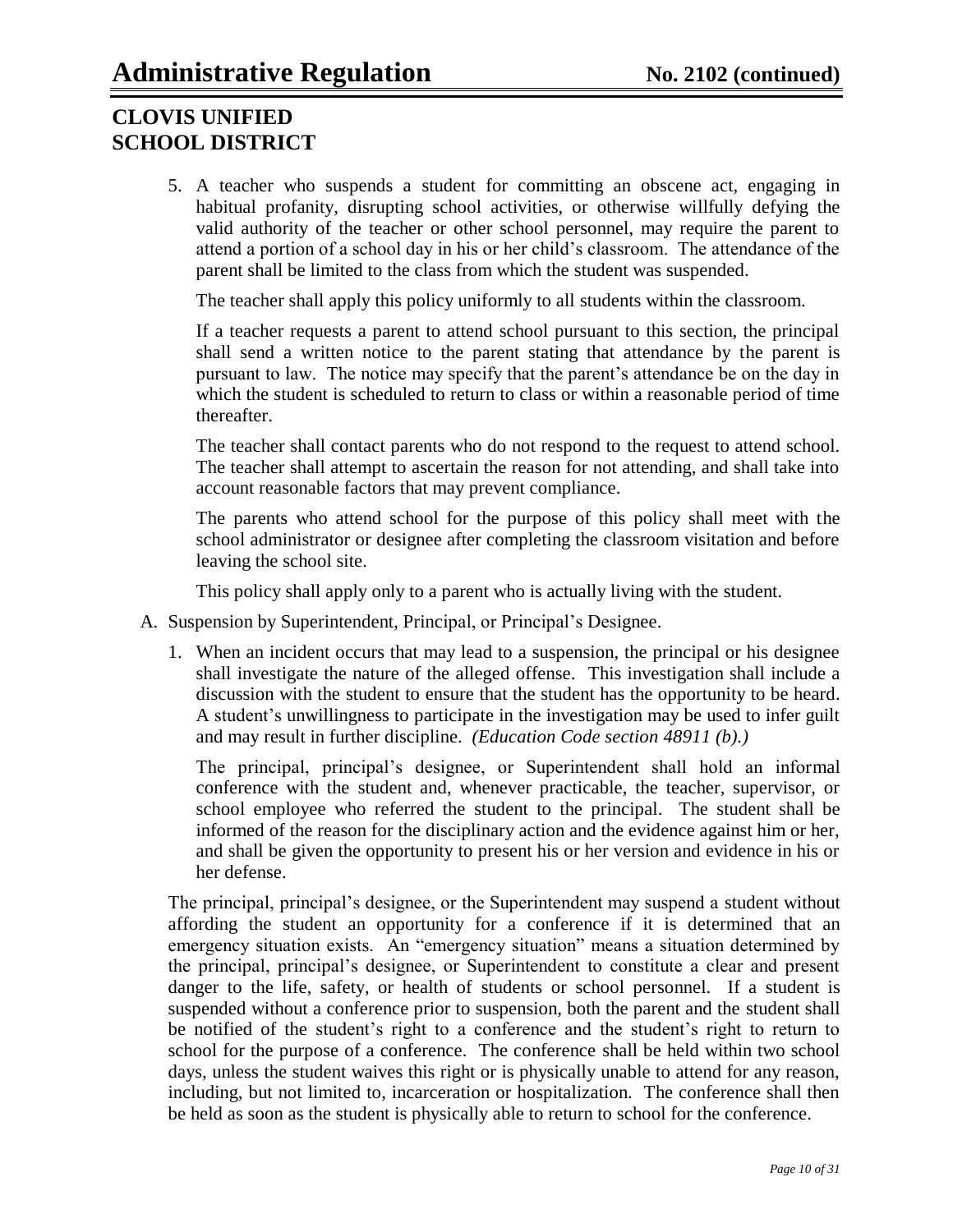5. A teacher who suspends a student for committing an obscene act, engaging in habitual profanity, disrupting school activities, or otherwise willfully defying the valid authority of the teacher or other school personnel, may require the parent to attend a portion of a school day in his or her child's classroom. The attendance of the parent shall be limited to the class from which the student was suspended.

   The teacher shall apply this policy uniformly to all students within the classroom.

   If a teacher requests a parent to attend school pursuant to this section, the principal shall send a written notice to the parent stating that attendance by the parent is pursuant to law. The notice may specify that the parent's attendance be on the day in which the student is scheduled to return to class or within a reasonable period of time thereafter.

   The teacher shall contact parents who do not respond to the request to attend school. The teacher shall attempt to ascertain the reason for not attending, and shall take into account reasonable factors that may prevent compliance.

   The parents who attend school for the purpose of this policy shall meet with the school administrator or designee after completing the classroom visitation and before leaving the school site.

   This policy shall apply only to a parent who is actually living with the student.

A. Suspension by Superintendent, Principal, or Principal's Designee.

   1. When an incident occurs that may lead to a suspension, the principal or his designee shall investigate the nature of the alleged offense. This investigation shall include a discussion with the student to ensure that the student has the opportunity to be heard. A student's unwillingness to participate in the investigation may be used to infer guilt and may result in further discipline. *(Education Code section 48911 (b).)*

      The principal, principal's designee, or Superintendent shall hold an informal conference with the student and, whenever practicable, the teacher, supervisor, or school employee who referred the student to the principal. The student shall be informed of the reason for the disciplinary action and the evidence against him or her, and shall be given the opportunity to present his or her version and evidence in his or her defense.

   The principal, principal's designee, or the Superintendent may suspend a student without affording the student an opportunity for a conference if it is determined that an emergency situation exists. An "emergency situation" means a situation determined by the principal, principal's designee, or Superintendent to constitute a clear and present danger to the life, safety, or health of students or school personnel. If a student is suspended without a conference prior to suspension, both the parent and the student shall be notified of the student's right to a conference and the student's right to return to school for the purpose of a conference. The conference shall be held within two school days, unless the student waives this right or is physically unable to attend for any reason, including, but not limited to, incarceration or hospitalization. The conference shall then be held as soon as the student is physically able to return to school for the conference.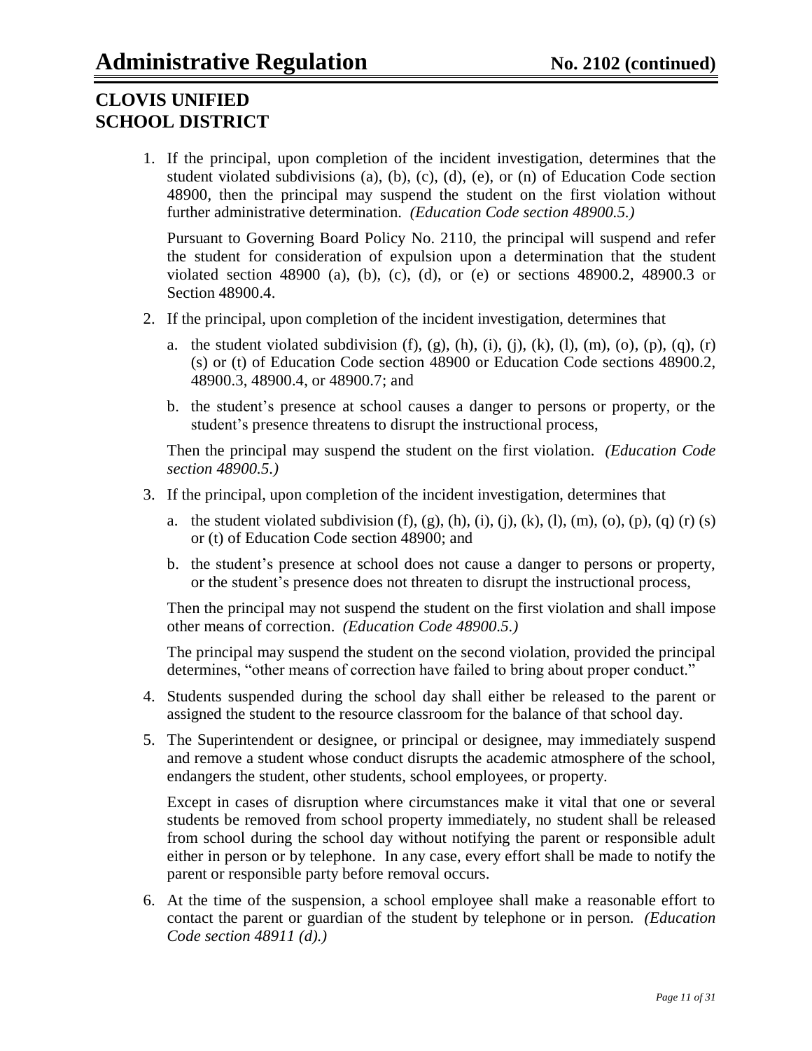1. If the principal, upon completion of the incident investigation, determines that the student violated subdivisions (a), (b), (c), (d), (e), or (n) of Education Code section 48900, then the principal may suspend the student on the first violation without further administrative determination. *(Education Code section 48900.5.)*

   Pursuant to Governing Board Policy No. 2110, the principal will suspend and refer the student for consideration of expulsion upon a determination that the student violated section 48900 (a), (b), (c), (d), or (e) or sections 48900.2, 48900.3 or Section 48900.4.

2. If the principal, upon completion of the incident investigation, determines that

   a. the student violated subdivision (f), (g), (h), (i), (j), (k), (l), (m), (o), (p), (q), (r) (s) or (t) of Education Code section 48900 or Education Code sections 48900.2, 48900.3, 48900.4, or 48900.7; and

   b. the student's presence at school causes a danger to persons or property, or the student's presence threatens to disrupt the instructional process,

   Then the principal may suspend the student on the first violation. *(Education Code section 48900.5.)*

3. If the principal, upon completion of the incident investigation, determines that

   a. the student violated subdivision (f), (g), (h), (i), (j), (k), (l), (m), (o), (p), (q) (r) (s) or (t) of Education Code section 48900; and

   b. the student's presence at school does not cause a danger to persons or property, or the student's presence does not threaten to disrupt the instructional process,

   Then the principal may not suspend the student on the first violation and shall impose other means of correction. *(Education Code 48900.5.)*

   The principal may suspend the student on the second violation, provided the principal determines, "other means of correction have failed to bring about proper conduct."

4. Students suspended during the school day shall either be released to the parent or assigned the student to the resource classroom for the balance of that school day.

5. The Superintendent or designee, or principal or designee, may immediately suspend and remove a student whose conduct disrupts the academic atmosphere of the school, endangers the student, other students, school employees, or property.

   Except in cases of disruption where circumstances make it vital that one or several students be removed from school property immediately, no student shall be released from school during the school day without notifying the parent or responsible adult either in person or by telephone. In any case, every effort shall be made to notify the parent or responsible party before removal occurs.

6. At the time of the suspension, a school employee shall make a reasonable effort to contact the parent or guardian of the student by telephone or in person. *(Education Code section 48911 (d).)*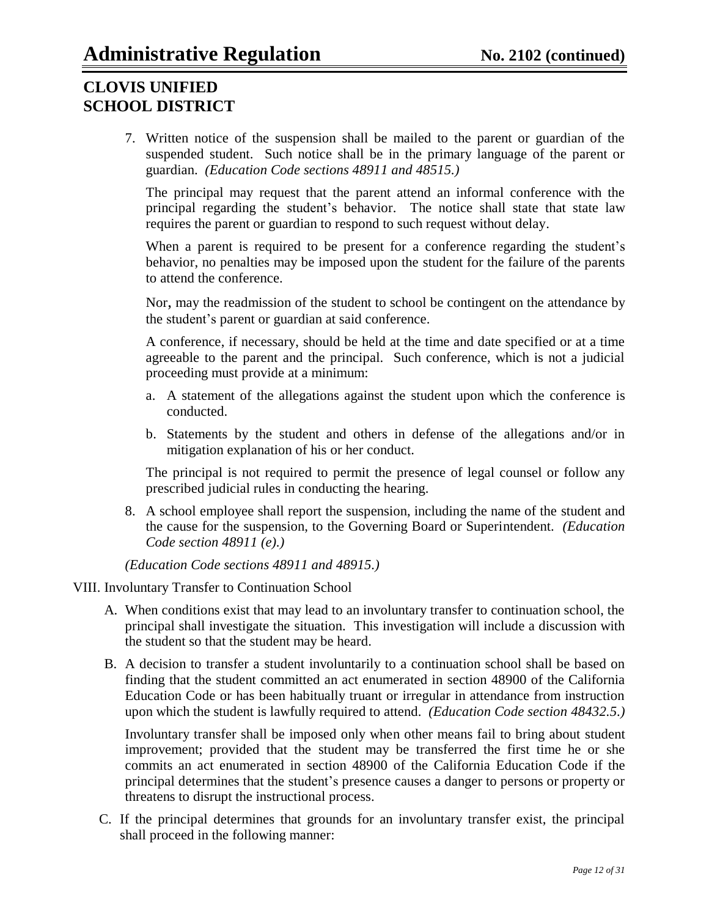7. Written notice of the suspension shall be mailed to the parent or guardian of the suspended student. Such notice shall be in the primary language of the parent or guardian. *(Education Code sections 48911 and 48515.)*

   The principal may request that the parent attend an informal conference with the principal regarding the student's behavior. The notice shall state that state law requires the parent or guardian to respond to such request without delay.

   When a parent is required to be present for a conference regarding the student's behavior, no penalties may be imposed upon the student for the failure of the parents to attend the conference.

   Nor, may the readmission of the student to school be contingent on the attendance by the student's parent or guardian at said conference.

   A conference, if necessary, should be held at the time and date specified or at a time agreeable to the parent and the principal. Such conference, which is not a judicial proceeding must provide at a minimum:

   a. A statement of the allegations against the student upon which the conference is conducted.

   b. Statements by the student and others in defense of the allegations and/or in mitigation explanation of his or her conduct.

   The principal is not required to permit the presence of legal counsel or follow any prescribed judicial rules in conducting the hearing.

8. A school employee shall report the suspension, including the name of the student and the cause for the suspension, to the Governing Board or Superintendent. *(Education Code section 48911 (e).)*

*(Education Code sections 48911 and 48915.)*

VIII. Involuntary Transfer to Continuation School

A. When conditions exist that may lead to an involuntary transfer to continuation school, the principal shall investigate the situation. This investigation will include a discussion with the student so that the student may be heard.

B. A decision to transfer a student involuntarily to a continuation school shall be based on finding that the student committed an act enumerated in section 48900 of the California Education Code or has been habitually truant or irregular in attendance from instruction upon which the student is lawfully required to attend. *(Education Code section 48432.5.)*

   Involuntary transfer shall be imposed only when other means fail to bring about student improvement; provided that the student may be transferred the first time he or she commits an act enumerated in section 48900 of the California Education Code if the principal determines that the student's presence causes a danger to persons or property or threatens to disrupt the instructional process.

C. If the principal determines that grounds for an involuntary transfer exist, the principal shall proceed in the following manner: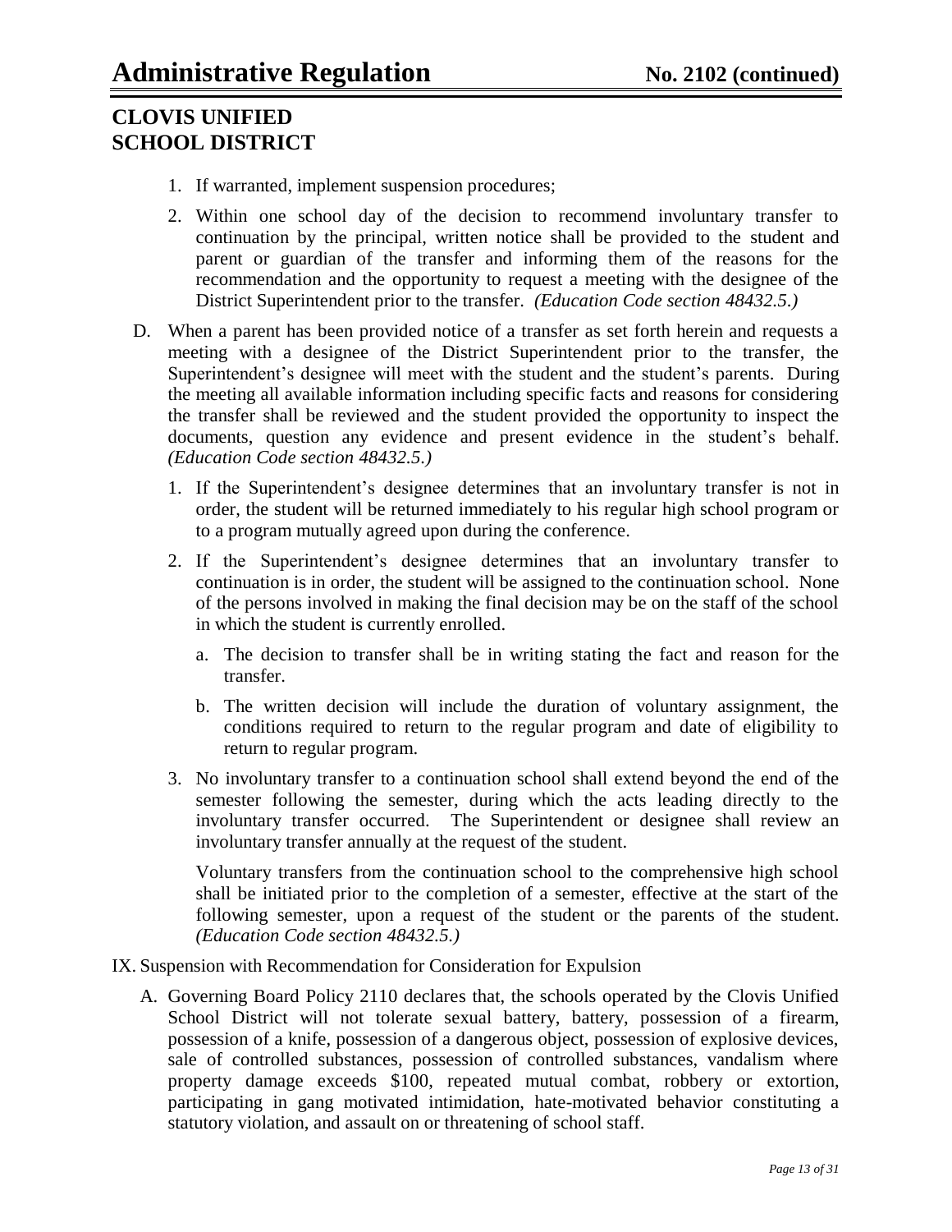1. If warranted, implement suspension procedures;

2. Within one school day of the decision to recommend involuntary transfer to continuation by the principal, written notice shall be provided to the student and parent or guardian of the transfer and informing them of the reasons for the recommendation and the opportunity to request a meeting with the designee of the District Superintendent prior to the transfer. *(Education Code section 48432.5.)*

D. When a parent has been provided notice of a transfer as set forth herein and requests a meeting with a designee of the District Superintendent prior to the transfer, the Superintendent's designee will meet with the student and the student's parents. During the meeting all available information including specific facts and reasons for considering the transfer shall be reviewed and the student provided the opportunity to inspect the documents, question any evidence and present evidence in the student's behalf. *(Education Code section 48432.5.)*

   1. If the Superintendent's designee determines that an involuntary transfer is not in order, the student will be returned immediately to his regular high school program or to a program mutually agreed upon during the conference.

   2. If the Superintendent's designee determines that an involuntary transfer to continuation is in order, the student will be assigned to the continuation school. None of the persons involved in making the final decision may be on the staff of the school in which the student is currently enrolled.

      a. The decision to transfer shall be in writing stating the fact and reason for the transfer.

      b. The written decision will include the duration of voluntary assignment, the conditions required to return to the regular program and date of eligibility to return to regular program.

   3. No involuntary transfer to a continuation school shall extend beyond the end of the semester following the semester, during which the acts leading directly to the involuntary transfer occurred. The Superintendent or designee shall review an involuntary transfer annually at the request of the student.

      Voluntary transfers from the continuation school to the comprehensive high school shall be initiated prior to the completion of a semester, effective at the start of the following semester, upon a request of the student or the parents of the student. *(Education Code section 48432.5.)*

IX. Suspension with Recommendation for Consideration for Expulsion

   A. Governing Board Policy 2110 declares that, the schools operated by the Clovis Unified School District will not tolerate sexual battery, battery, possession of a firearm, possession of a knife, possession of a dangerous object, possession of explosive devices, sale of controlled substances, possession of controlled substances, vandalism where property damage exceeds $100, repeated mutual combat, robbery or extortion, participating in gang motivated intimidation, hate-motivated behavior constituting a statutory violation, and assault on or threatening of school staff.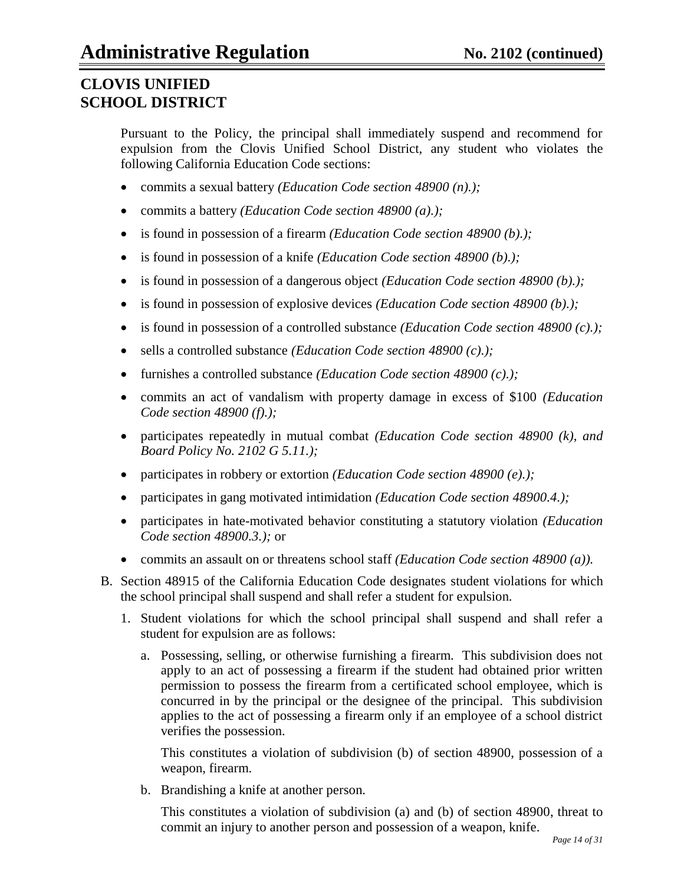Pursuant to the Policy, the principal shall immediately suspend and recommend for expulsion from the Clovis Unified School District, any student who violates the following California Education Code sections:

- commits a sexual battery *(Education Code section 48900 (n).);*
- commits a battery *(Education Code section 48900 (a).);*
- is found in possession of a firearm *(Education Code section 48900 (b).);*
- is found in possession of a knife *(Education Code section 48900 (b).);*
- is found in possession of a dangerous object *(Education Code section 48900 (b).);*
- is found in possession of explosive devices *(Education Code section 48900 (b).);*
- is found in possession of a controlled substance *(Education Code section 48900 (c).);*
- sells a controlled substance *(Education Code section 48900 (c).);*
- furnishes a controlled substance *(Education Code section 48900 (c).);*
- commits an act of vandalism with property damage in excess of $100 *(Education Code section 48900 (f).);*
- participates repeatedly in mutual combat *(Education Code section 48900 (k), and Board Policy No. 2102 G 5.11.);*
- participates in robbery or extortion *(Education Code section 48900 (e).);*
- participates in gang motivated intimidation *(Education Code section 48900.4.);*
- participates in hate-motivated behavior constituting a statutory violation *(Education Code section 48900.3.);* or
- commits an assault on or threatens school staff *(Education Code section 48900 (a)).*

B. Section 48915 of the California Education Code designates student violations for which the school principal shall suspend and shall refer a student for expulsion.

   1. Student violations for which the school principal shall suspend and shall refer a student for expulsion are as follows:

      a. Possessing, selling, or otherwise furnishing a firearm. This subdivision does not apply to an act of possessing a firearm if the student had obtained prior written permission to possess the firearm from a certificated school employee, which is concurred in by the principal or the designee of the principal. This subdivision applies to the act of possessing a firearm only if an employee of a school district verifies the possession.

         This constitutes a violation of subdivision (b) of section 48900, possession of a weapon, firearm.

      b. Brandishing a knife at another person.

         This constitutes a violation of subdivision (a) and (b) of section 48900, threat to commit an injury to another person and possession of a weapon, knife.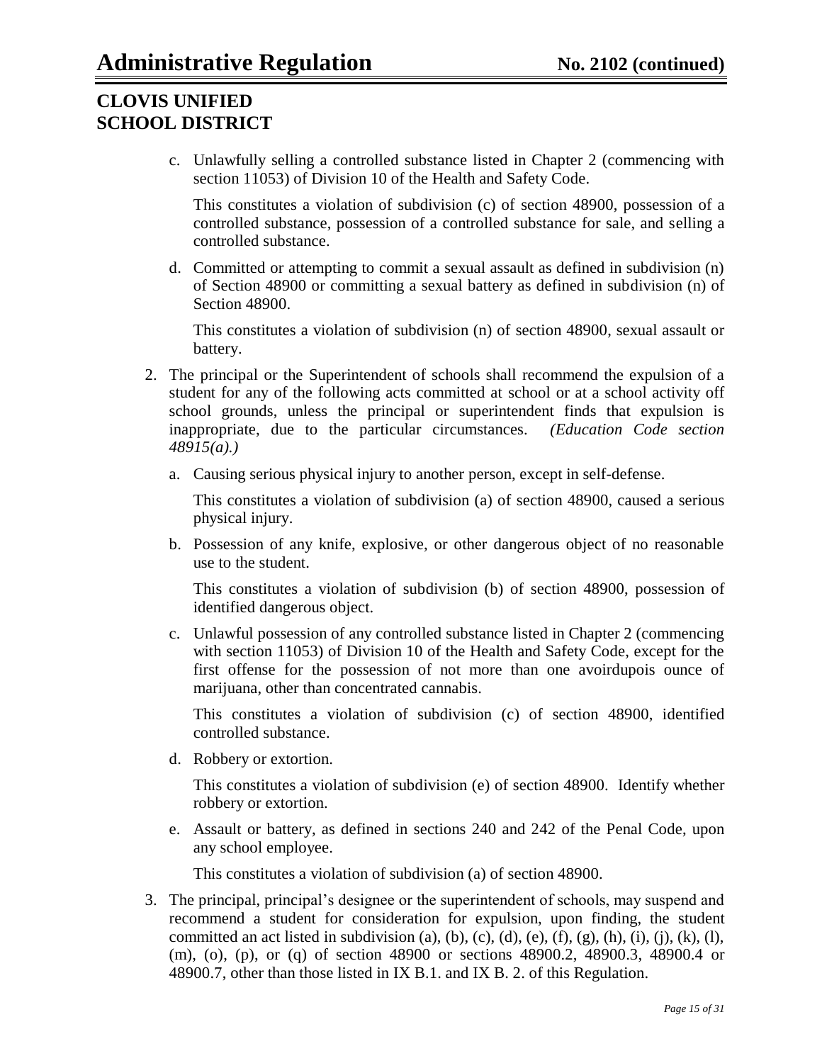c. Unlawfully selling a controlled substance listed in Chapter 2 (commencing with section 11053) of Division 10 of the Health and Safety Code.

   This constitutes a violation of subdivision (c) of section 48900, possession of a controlled substance, possession of a controlled substance for sale, and selling a controlled substance.

d. Committed or attempting to commit a sexual assault as defined in subdivision (n) of Section 48900 or committing a sexual battery as defined in subdivision (n) of Section 48900.

   This constitutes a violation of subdivision (n) of section 48900, sexual assault or battery.

2. The principal or the Superintendent of schools shall recommend the expulsion of a student for any of the following acts committed at school or at a school activity off school grounds, unless the principal or superintendent finds that expulsion is inappropriate, due to the particular circumstances. *(Education Code section 48915(a).)*

   a. Causing serious physical injury to another person, except in self-defense.

      This constitutes a violation of subdivision (a) of section 48900, caused a serious physical injury.

   b. Possession of any knife, explosive, or other dangerous object of no reasonable use to the student.

      This constitutes a violation of subdivision (b) of section 48900, possession of identified dangerous object.

   c. Unlawful possession of any controlled substance listed in Chapter 2 (commencing with section 11053) of Division 10 of the Health and Safety Code, except for the first offense for the possession of not more than one avoirdupois ounce of marijuana, other than concentrated cannabis.

      This constitutes a violation of subdivision (c) of section 48900, identified controlled substance.

   d. Robbery or extortion.

      This constitutes a violation of subdivision (e) of section 48900. Identify whether robbery or extortion.

   e. Assault or battery, as defined in sections 240 and 242 of the Penal Code, upon any school employee.

      This constitutes a violation of subdivision (a) of section 48900.

3. The principal, principal's designee or the superintendent of schools, may suspend and recommend a student for consideration for expulsion, upon finding, the student committed an act listed in subdivision (a), (b), (c), (d), (e), (f), (g), (h), (i), (j), (k), (l), (m), (o), (p), or (q) of section 48900 or sections 48900.2, 48900.3, 48900.4 or 48900.7, other than those listed in IX B.1. and IX B. 2. of this Regulation.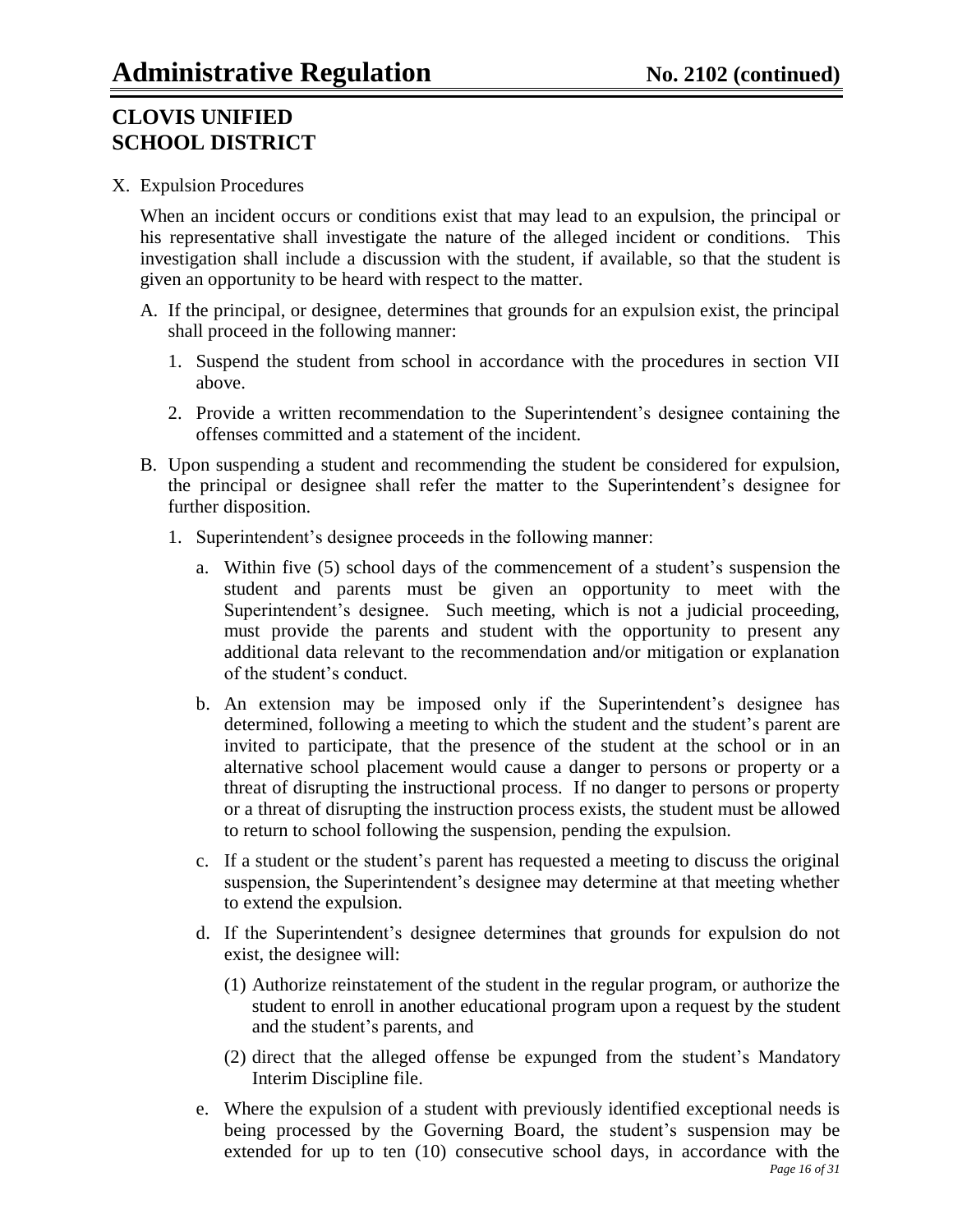X. Expulsion Procedures

When an incident occurs or conditions exist that may lead to an expulsion, the principal or his representative shall investigate the nature of the alleged incident or conditions. This investigation shall include a discussion with the student, if available, so that the student is given an opportunity to be heard with respect to the matter.

A. If the principal, or designee, determines that grounds for an expulsion exist, the principal shall proceed in the following manner:

   1. Suspend the student from school in accordance with the procedures in section VII above.

   2. Provide a written recommendation to the Superintendent's designee containing the offenses committed and a statement of the incident.

B. Upon suspending a student and recommending the student be considered for expulsion, the principal or designee shall refer the matter to the Superintendent's designee for further disposition.

   1. Superintendent's designee proceeds in the following manner:

      a. Within five (5) school days of the commencement of a student's suspension the student and parents must be given an opportunity to meet with the Superintendent's designee. Such meeting, which is not a judicial proceeding, must provide the parents and student with the opportunity to present any additional data relevant to the recommendation and/or mitigation or explanation of the student's conduct.

      b. An extension may be imposed only if the Superintendent's designee has determined, following a meeting to which the student and the student's parent are invited to participate, that the presence of the student at the school or in an alternative school placement would cause a danger to persons or property or a threat of disrupting the instructional process. If no danger to persons or property or a threat of disrupting the instruction process exists, the student must be allowed to return to school following the suspension, pending the expulsion.

      c. If a student or the student's parent has requested a meeting to discuss the original suspension, the Superintendent's designee may determine at that meeting whether to extend the expulsion.

      d. If the Superintendent's designee determines that grounds for expulsion do not exist, the designee will:

         (1) Authorize reinstatement of the student in the regular program, or authorize the student to enroll in another educational program upon a request by the student and the student's parents, and

         (2) direct that the alleged offense be expunged from the student's Mandatory Interim Discipline file.

      e. Where the expulsion of a student with previously identified exceptional needs is being processed by the Governing Board, the student's suspension may be extended for up to ten (10) consecutive school days, in accordance with the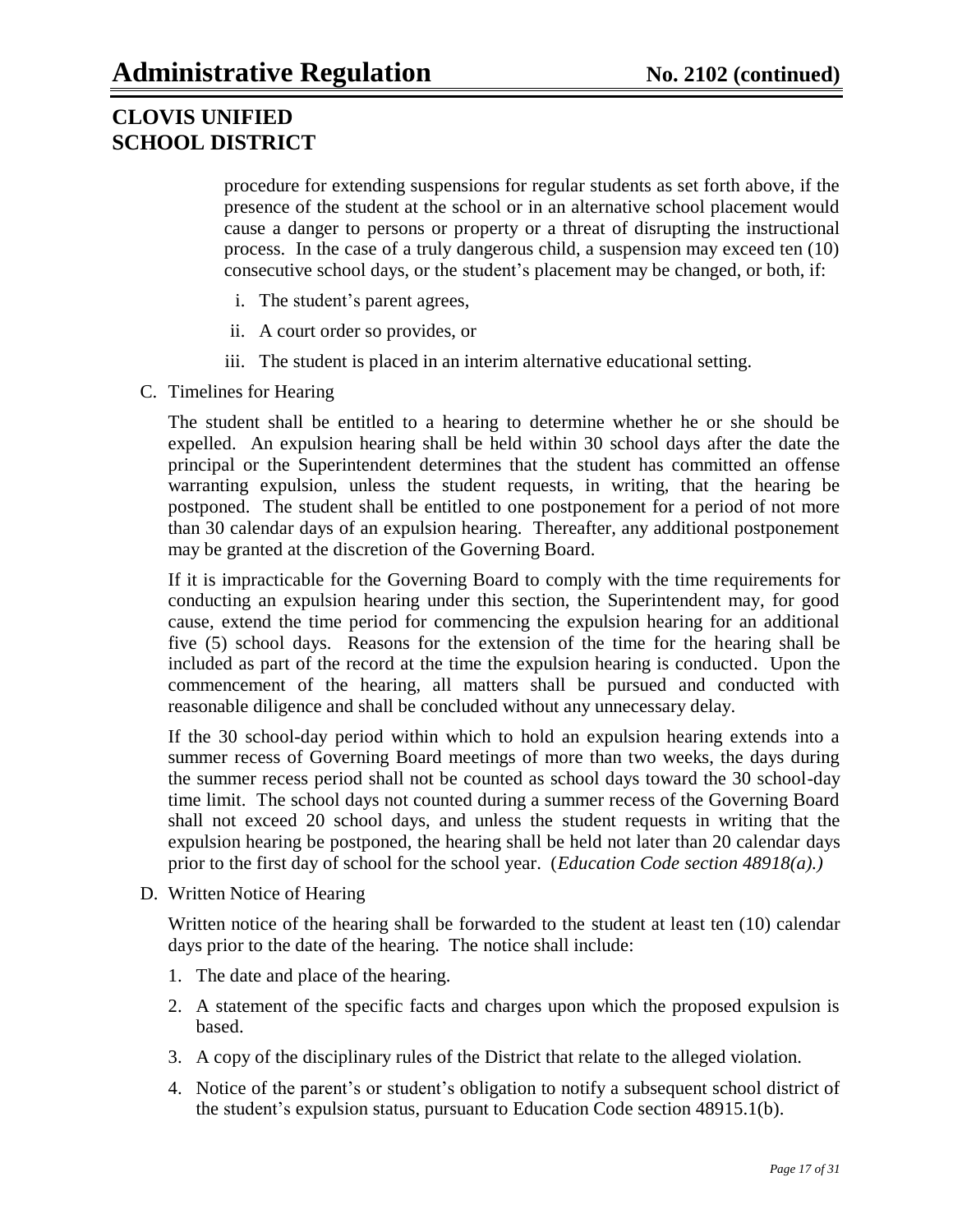procedure for extending suspensions for regular students as set forth above, if the presence of the student at the school or in an alternative school placement would cause a danger to persons or property or a threat of disrupting the instructional process. In the case of a truly dangerous child, a suspension may exceed ten (10) consecutive school days, or the student's placement may be changed, or both, if:

i. The student's parent agrees,

ii. A court order so provides, or

iii. The student is placed in an interim alternative educational setting.

C. Timelines for Hearing

The student shall be entitled to a hearing to determine whether he or she should be expelled. An expulsion hearing shall be held within 30 school days after the date the principal or the Superintendent determines that the student has committed an offense warranting expulsion, unless the student requests, in writing, that the hearing be postponed. The student shall be entitled to one postponement for a period of not more than 30 calendar days of an expulsion hearing. Thereafter, any additional postponement may be granted at the discretion of the Governing Board.

If it is impracticable for the Governing Board to comply with the time requirements for conducting an expulsion hearing under this section, the Superintendent may, for good cause, extend the time period for commencing the expulsion hearing for an additional five (5) school days. Reasons for the extension of the time for the hearing shall be included as part of the record at the time the expulsion hearing is conducted. Upon the commencement of the hearing, all matters shall be pursued and conducted with reasonable diligence and shall be concluded without any unnecessary delay.

If the 30 school-day period within which to hold an expulsion hearing extends into a summer recess of Governing Board meetings of more than two weeks, the days during the summer recess period shall not be counted as school days toward the 30 school-day time limit. The school days not counted during a summer recess of the Governing Board shall not exceed 20 school days, and unless the student requests in writing that the expulsion hearing be postponed, the hearing shall be held not later than 20 calendar days prior to the first day of school for the school year. (*Education Code section 48918(a).)*

D. Written Notice of Hearing

Written notice of the hearing shall be forwarded to the student at least ten (10) calendar days prior to the date of the hearing. The notice shall include:

1. The date and place of the hearing.
2. A statement of the specific facts and charges upon which the proposed expulsion is based.
3. A copy of the disciplinary rules of the District that relate to the alleged violation.
4. Notice of the parent's or student's obligation to notify a subsequent school district of the student's expulsion status, pursuant to Education Code section 48915.1(b).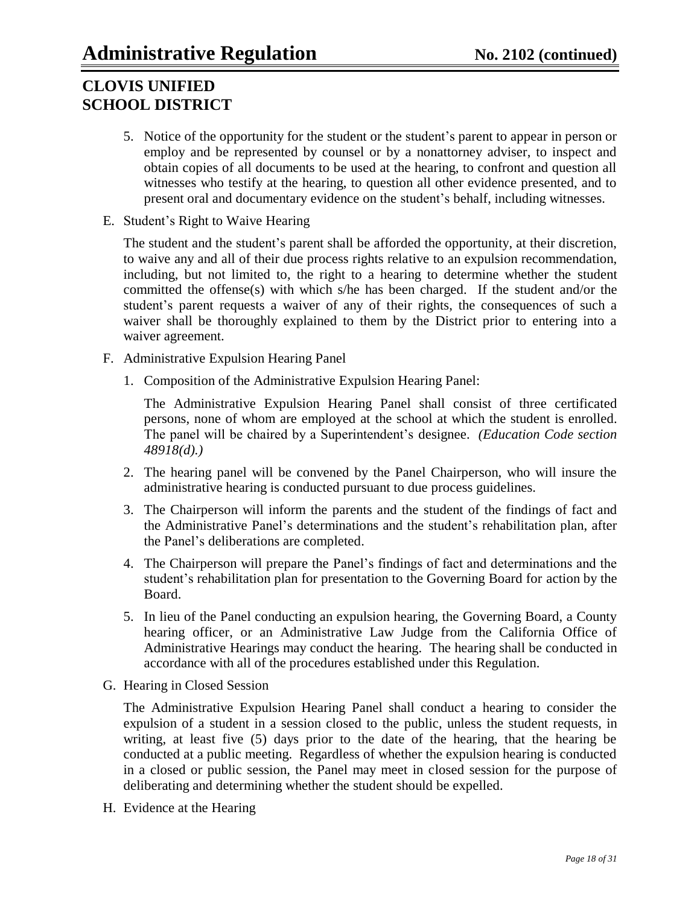5. Notice of the opportunity for the student or the student's parent to appear in person or employ and be represented by counsel or by a nonattorney adviser, to inspect and obtain copies of all documents to be used at the hearing, to confront and question all witnesses who testify at the hearing, to question all other evidence presented, and to present oral and documentary evidence on the student's behalf, including witnesses.

E. Student's Right to Waive Hearing

The student and the student's parent shall be afforded the opportunity, at their discretion, to waive any and all of their due process rights relative to an expulsion recommendation, including, but not limited to, the right to a hearing to determine whether the student committed the offense(s) with which s/he has been charged. If the student and/or the student's parent requests a waiver of any of their rights, the consequences of such a waiver shall be thoroughly explained to them by the District prior to entering into a waiver agreement.

F. Administrative Expulsion Hearing Panel

1. Composition of the Administrative Expulsion Hearing Panel:

   The Administrative Expulsion Hearing Panel shall consist of three certificated persons, none of whom are employed at the school at which the student is enrolled. The panel will be chaired by a Superintendent's designee. *(Education Code section 48918(d).)*

2. The hearing panel will be convened by the Panel Chairperson, who will insure the administrative hearing is conducted pursuant to due process guidelines.

3. The Chairperson will inform the parents and the student of the findings of fact and the Administrative Panel's determinations and the student's rehabilitation plan, after the Panel's deliberations are completed.

4. The Chairperson will prepare the Panel's findings of fact and determinations and the student's rehabilitation plan for presentation to the Governing Board for action by the Board.

5. In lieu of the Panel conducting an expulsion hearing, the Governing Board, a County hearing officer, or an Administrative Law Judge from the California Office of Administrative Hearings may conduct the hearing. The hearing shall be conducted in accordance with all of the procedures established under this Regulation.

G. Hearing in Closed Session

The Administrative Expulsion Hearing Panel shall conduct a hearing to consider the expulsion of a student in a session closed to the public, unless the student requests, in writing, at least five (5) days prior to the date of the hearing, that the hearing be conducted at a public meeting. Regardless of whether the expulsion hearing is conducted in a closed or public session, the Panel may meet in closed session for the purpose of deliberating and determining whether the student should be expelled.

H. Evidence at the Hearing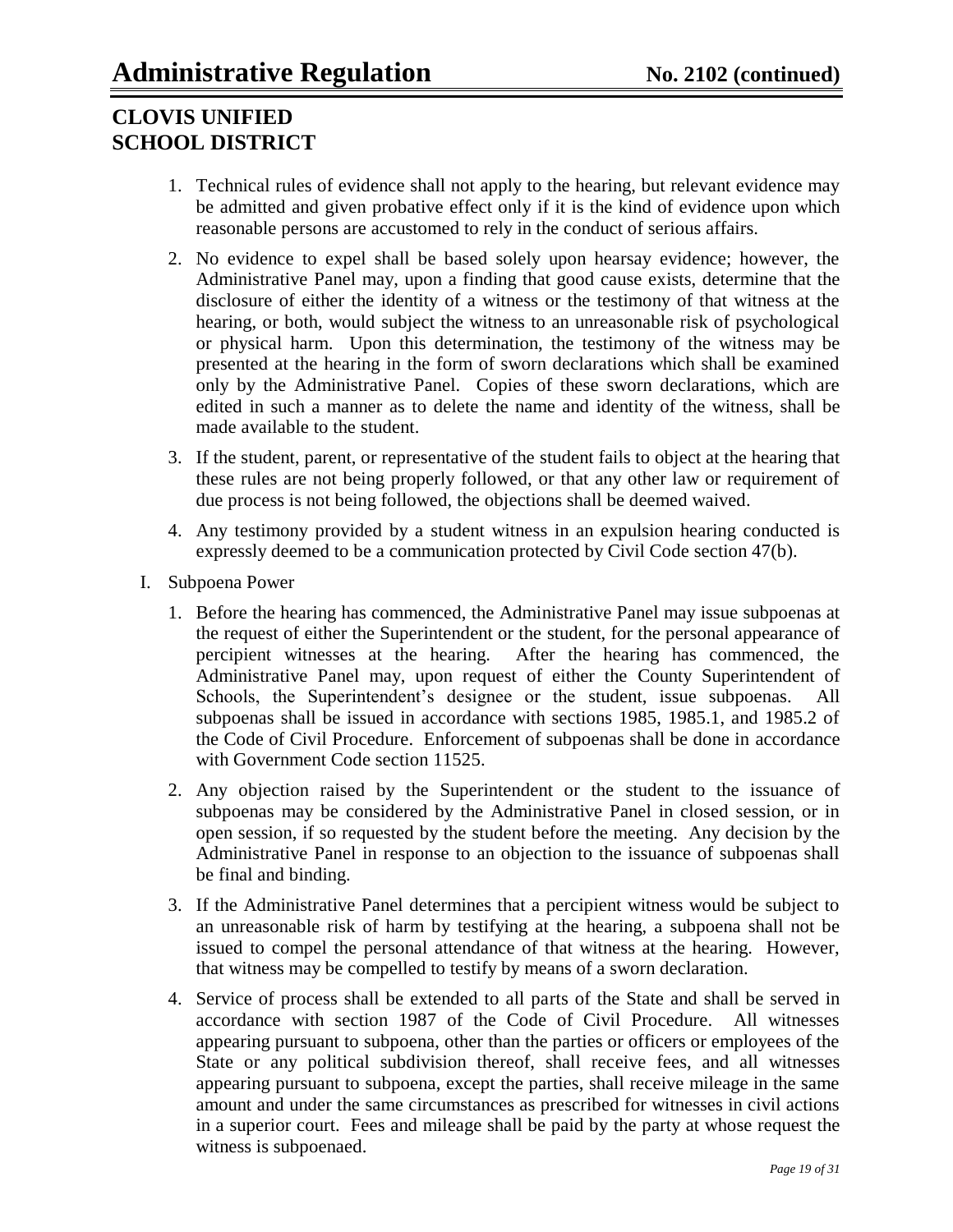1. Technical rules of evidence shall not apply to the hearing, but relevant evidence may be admitted and given probative effect only if it is the kind of evidence upon which reasonable persons are accustomed to rely in the conduct of serious affairs.

2. No evidence to expel shall be based solely upon hearsay evidence; however, the Administrative Panel may, upon a finding that good cause exists, determine that the disclosure of either the identity of a witness or the testimony of that witness at the hearing, or both, would subject the witness to an unreasonable risk of psychological or physical harm. Upon this determination, the testimony of the witness may be presented at the hearing in the form of sworn declarations which shall be examined only by the Administrative Panel. Copies of these sworn declarations, which are edited in such a manner as to delete the name and identity of the witness, shall be made available to the student.

3. If the student, parent, or representative of the student fails to object at the hearing that these rules are not being properly followed, or that any other law or requirement of due process is not being followed, the objections shall be deemed waived.

4. Any testimony provided by a student witness in an expulsion hearing conducted is expressly deemed to be a communication protected by Civil Code section 47(b).

I. Subpoena Power

1. Before the hearing has commenced, the Administrative Panel may issue subpoenas at the request of either the Superintendent or the student, for the personal appearance of percipient witnesses at the hearing. After the hearing has commenced, the Administrative Panel may, upon request of either the County Superintendent of Schools, the Superintendent's designee or the student, issue subpoenas. All subpoenas shall be issued in accordance with sections 1985, 1985.1, and 1985.2 of the Code of Civil Procedure. Enforcement of subpoenas shall be done in accordance with Government Code section 11525.

2. Any objection raised by the Superintendent or the student to the issuance of subpoenas may be considered by the Administrative Panel in closed session, or in open session, if so requested by the student before the meeting. Any decision by the Administrative Panel in response to an objection to the issuance of subpoenas shall be final and binding.

3. If the Administrative Panel determines that a percipient witness would be subject to an unreasonable risk of harm by testifying at the hearing, a subpoena shall not be issued to compel the personal attendance of that witness at the hearing. However, that witness may be compelled to testify by means of a sworn declaration.

4. Service of process shall be extended to all parts of the State and shall be served in accordance with section 1987 of the Code of Civil Procedure. All witnesses appearing pursuant to subpoena, other than the parties or officers or employees of the State or any political subdivision thereof, shall receive fees, and all witnesses appearing pursuant to subpoena, except the parties, shall receive mileage in the same amount and under the same circumstances as prescribed for witnesses in civil actions in a superior court. Fees and mileage shall be paid by the party at whose request the witness is subpoenaed.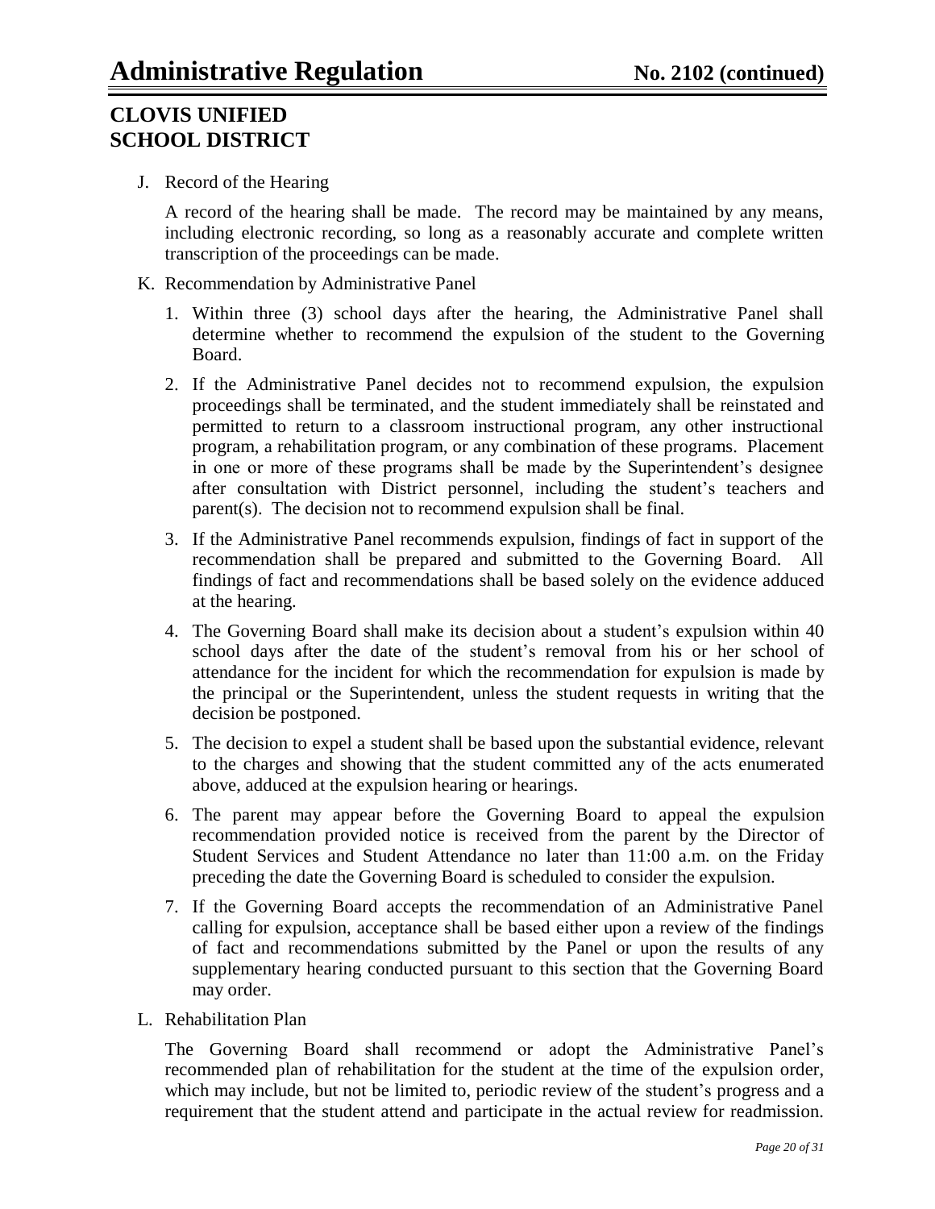J. Record of the Hearing

   A record of the hearing shall be made. The record may be maintained by any means, including electronic recording, so long as a reasonably accurate and complete written transcription of the proceedings can be made.

K. Recommendation by Administrative Panel

   1. Within three (3) school days after the hearing, the Administrative Panel shall determine whether to recommend the expulsion of the student to the Governing Board.

   2. If the Administrative Panel decides not to recommend expulsion, the expulsion proceedings shall be terminated, and the student immediately shall be reinstated and permitted to return to a classroom instructional program, any other instructional program, a rehabilitation program, or any combination of these programs. Placement in one or more of these programs shall be made by the Superintendent's designee after consultation with District personnel, including the student's teachers and parent(s). The decision not to recommend expulsion shall be final.

   3. If the Administrative Panel recommends expulsion, findings of fact in support of the recommendation shall be prepared and submitted to the Governing Board. All findings of fact and recommendations shall be based solely on the evidence adduced at the hearing.

   4. The Governing Board shall make its decision about a student's expulsion within 40 school days after the date of the student's removal from his or her school of attendance for the incident for which the recommendation for expulsion is made by the principal or the Superintendent, unless the student requests in writing that the decision be postponed.

   5. The decision to expel a student shall be based upon the substantial evidence, relevant to the charges and showing that the student committed any of the acts enumerated above, adduced at the expulsion hearing or hearings.

   6. The parent may appear before the Governing Board to appeal the expulsion recommendation provided notice is received from the parent by the Director of Student Services and Student Attendance no later than 11:00 a.m. on the Friday preceding the date the Governing Board is scheduled to consider the expulsion.

   7. If the Governing Board accepts the recommendation of an Administrative Panel calling for expulsion, acceptance shall be based either upon a review of the findings of fact and recommendations submitted by the Panel or upon the results of any supplementary hearing conducted pursuant to this section that the Governing Board may order.

L. Rehabilitation Plan

   The Governing Board shall recommend or adopt the Administrative Panel's recommended plan of rehabilitation for the student at the time of the expulsion order, which may include, but not be limited to, periodic review of the student's progress and a requirement that the student attend and participate in the actual review for readmission.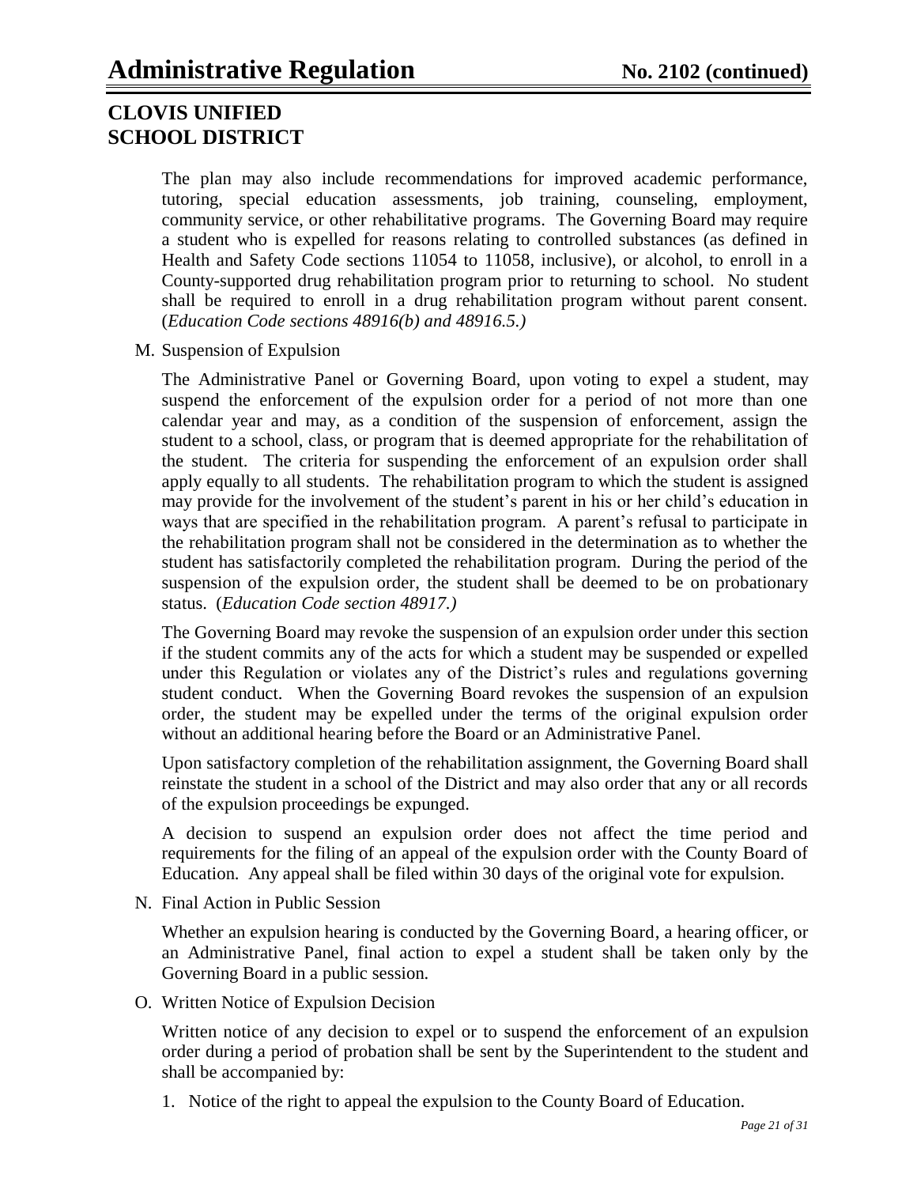The plan may also include recommendations for improved academic performance, tutoring, special education assessments, job training, counseling, employment, community service, or other rehabilitative programs. The Governing Board may require a student who is expelled for reasons relating to controlled substances (as defined in Health and Safety Code sections 11054 to 11058, inclusive), or alcohol, to enroll in a County-supported drug rehabilitation program prior to returning to school. No student shall be required to enroll in a drug rehabilitation program without parent consent. (*Education Code sections 48916(b) and 48916.5.)*

M. Suspension of Expulsion

The Administrative Panel or Governing Board, upon voting to expel a student, may suspend the enforcement of the expulsion order for a period of not more than one calendar year and may, as a condition of the suspension of enforcement, assign the student to a school, class, or program that is deemed appropriate for the rehabilitation of the student. The criteria for suspending the enforcement of an expulsion order shall apply equally to all students. The rehabilitation program to which the student is assigned may provide for the involvement of the student's parent in his or her child's education in ways that are specified in the rehabilitation program. A parent's refusal to participate in the rehabilitation program shall not be considered in the determination as to whether the student has satisfactorily completed the rehabilitation program. During the period of the suspension of the expulsion order, the student shall be deemed to be on probationary status. (*Education Code section 48917.)*

The Governing Board may revoke the suspension of an expulsion order under this section if the student commits any of the acts for which a student may be suspended or expelled under this Regulation or violates any of the District's rules and regulations governing student conduct. When the Governing Board revokes the suspension of an expulsion order, the student may be expelled under the terms of the original expulsion order without an additional hearing before the Board or an Administrative Panel.

Upon satisfactory completion of the rehabilitation assignment, the Governing Board shall reinstate the student in a school of the District and may also order that any or all records of the expulsion proceedings be expunged.

A decision to suspend an expulsion order does not affect the time period and requirements for the filing of an appeal of the expulsion order with the County Board of Education. Any appeal shall be filed within 30 days of the original vote for expulsion.

N. Final Action in Public Session

Whether an expulsion hearing is conducted by the Governing Board, a hearing officer, or an Administrative Panel, final action to expel a student shall be taken only by the Governing Board in a public session.

O. Written Notice of Expulsion Decision

Written notice of any decision to expel or to suspend the enforcement of an expulsion order during a period of probation shall be sent by the Superintendent to the student and shall be accompanied by:

1. Notice of the right to appeal the expulsion to the County Board of Education.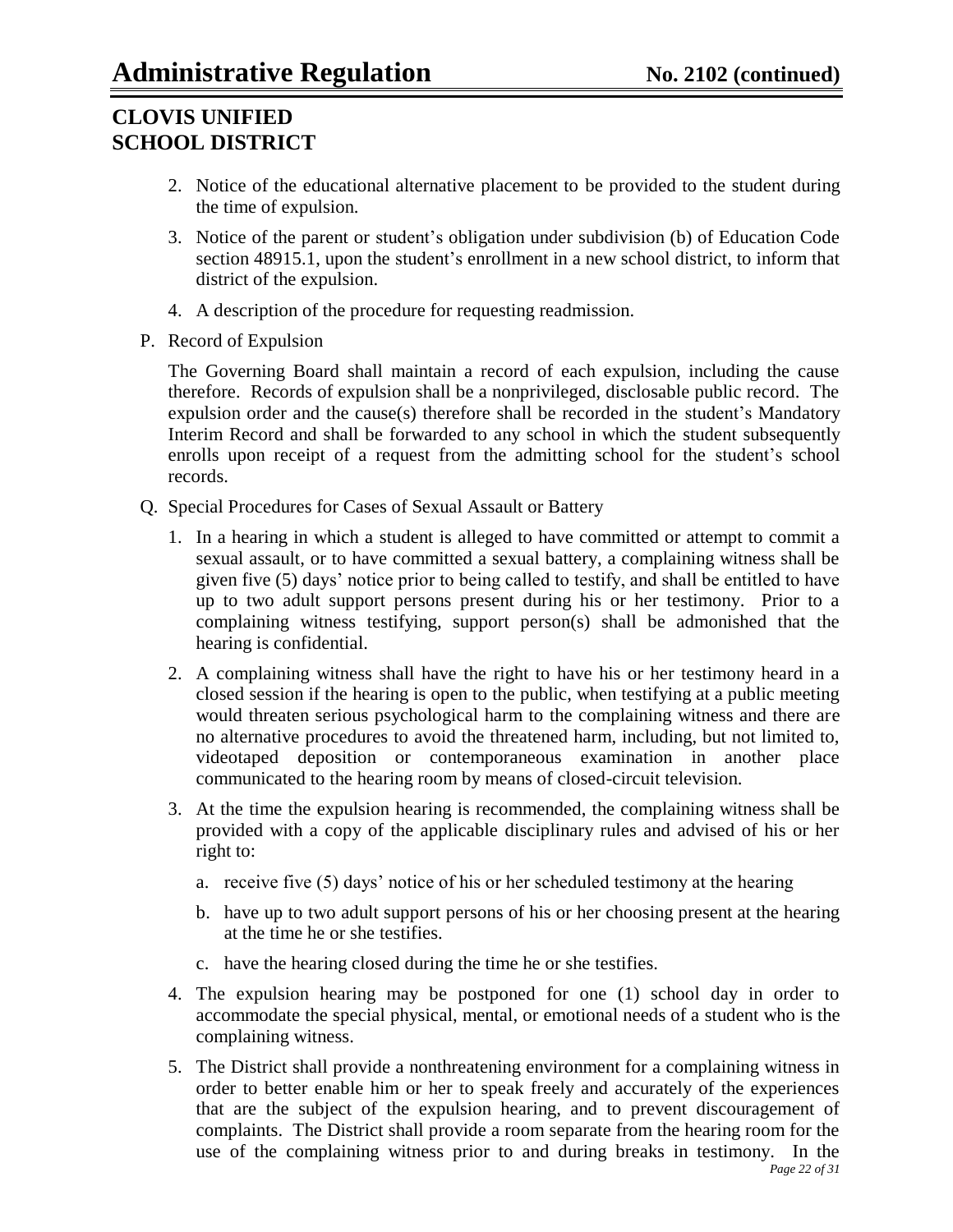2. Notice of the educational alternative placement to be provided to the student during the time of expulsion.
3. Notice of the parent or student's obligation under subdivision (b) of Education Code section 48915.1, upon the student's enrollment in a new school district, to inform that district of the expulsion.
4. A description of the procedure for requesting readmission.

P. Record of Expulsion

The Governing Board shall maintain a record of each expulsion, including the cause therefore. Records of expulsion shall be a nonprivileged, disclosable public record. The expulsion order and the cause(s) therefore shall be recorded in the student's Mandatory Interim Record and shall be forwarded to any school in which the student subsequently enrolls upon receipt of a request from the admitting school for the student's school records.

Q. Special Procedures for Cases of Sexual Assault or Battery

1. In a hearing in which a student is alleged to have committed or attempt to commit a sexual assault, or to have committed a sexual battery, a complaining witness shall be given five (5) days' notice prior to being called to testify, and shall be entitled to have up to two adult support persons present during his or her testimony. Prior to a complaining witness testifying, support person(s) shall be admonished that the hearing is confidential.
2. A complaining witness shall have the right to have his or her testimony heard in a closed session if the hearing is open to the public, when testifying at a public meeting would threaten serious psychological harm to the complaining witness and there are no alternative procedures to avoid the threatened harm, including, but not limited to, videotaped deposition or contemporaneous examination in another place communicated to the hearing room by means of closed-circuit television.
3. At the time the expulsion hearing is recommended, the complaining witness shall be provided with a copy of the applicable disciplinary rules and advised of his or her right to:
   a. receive five (5) days' notice of his or her scheduled testimony at the hearing
   b. have up to two adult support persons of his or her choosing present at the hearing at the time he or she testifies.
   c. have the hearing closed during the time he or she testifies.
4. The expulsion hearing may be postponed for one (1) school day in order to accommodate the special physical, mental, or emotional needs of a student who is the complaining witness.
5. The District shall provide a nonthreatening environment for a complaining witness in order to better enable him or her to speak freely and accurately of the experiences that are the subject of the expulsion hearing, and to prevent discouragement of complaints. The District shall provide a room separate from the hearing room for the use of the complaining witness prior to and during breaks in testimony. In the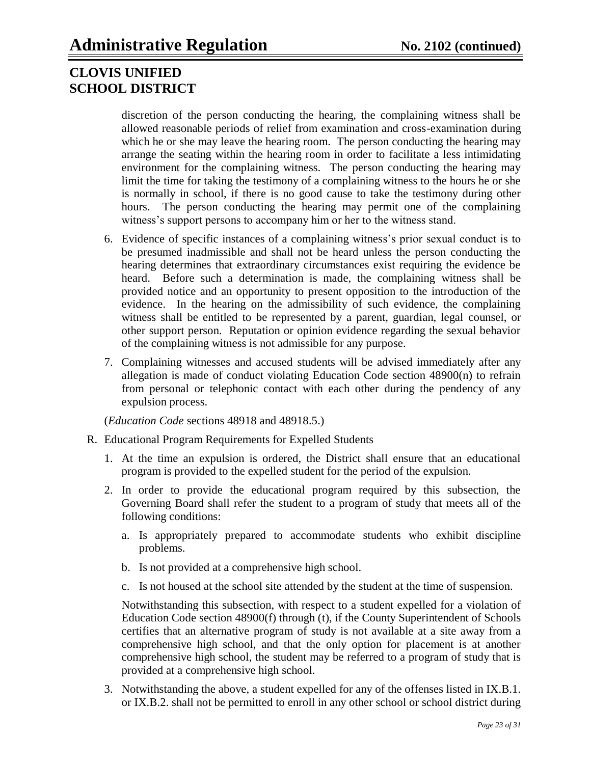discretion of the person conducting the hearing, the complaining witness shall be allowed reasonable periods of relief from examination and cross-examination during which he or she may leave the hearing room. The person conducting the hearing may arrange the seating within the hearing room in order to facilitate a less intimidating environment for the complaining witness. The person conducting the hearing may limit the time for taking the testimony of a complaining witness to the hours he or she is normally in school, if there is no good cause to take the testimony during other hours. The person conducting the hearing may permit one of the complaining witness's support persons to accompany him or her to the witness stand.

6. Evidence of specific instances of a complaining witness's prior sexual conduct is to be presumed inadmissible and shall not be heard unless the person conducting the hearing determines that extraordinary circumstances exist requiring the evidence be heard. Before such a determination is made, the complaining witness shall be provided notice and an opportunity to present opposition to the introduction of the evidence. In the hearing on the admissibility of such evidence, the complaining witness shall be entitled to be represented by a parent, guardian, legal counsel, or other support person. Reputation or opinion evidence regarding the sexual behavior of the complaining witness is not admissible for any purpose.

7. Complaining witnesses and accused students will be advised immediately after any allegation is made of conduct violating Education Code section 48900(n) to refrain from personal or telephonic contact with each other during the pendency of any expulsion process.

(*Education Code* sections 48918 and 48918.5.)

R. Educational Program Requirements for Expelled Students

1. At the time an expulsion is ordered, the District shall ensure that an educational program is provided to the expelled student for the period of the expulsion.

2. In order to provide the educational program required by this subsection, the Governing Board shall refer the student to a program of study that meets all of the following conditions:

   a. Is appropriately prepared to accommodate students who exhibit discipline problems.

   b. Is not provided at a comprehensive high school.

   c. Is not housed at the school site attended by the student at the time of suspension.

   Notwithstanding this subsection, with respect to a student expelled for a violation of Education Code section 48900(f) through (t), if the County Superintendent of Schools certifies that an alternative program of study is not available at a site away from a comprehensive high school, and that the only option for placement is at another comprehensive high school, the student may be referred to a program of study that is provided at a comprehensive high school.

3. Notwithstanding the above, a student expelled for any of the offenses listed in IX.B.1. or IX.B.2. shall not be permitted to enroll in any other school or school district during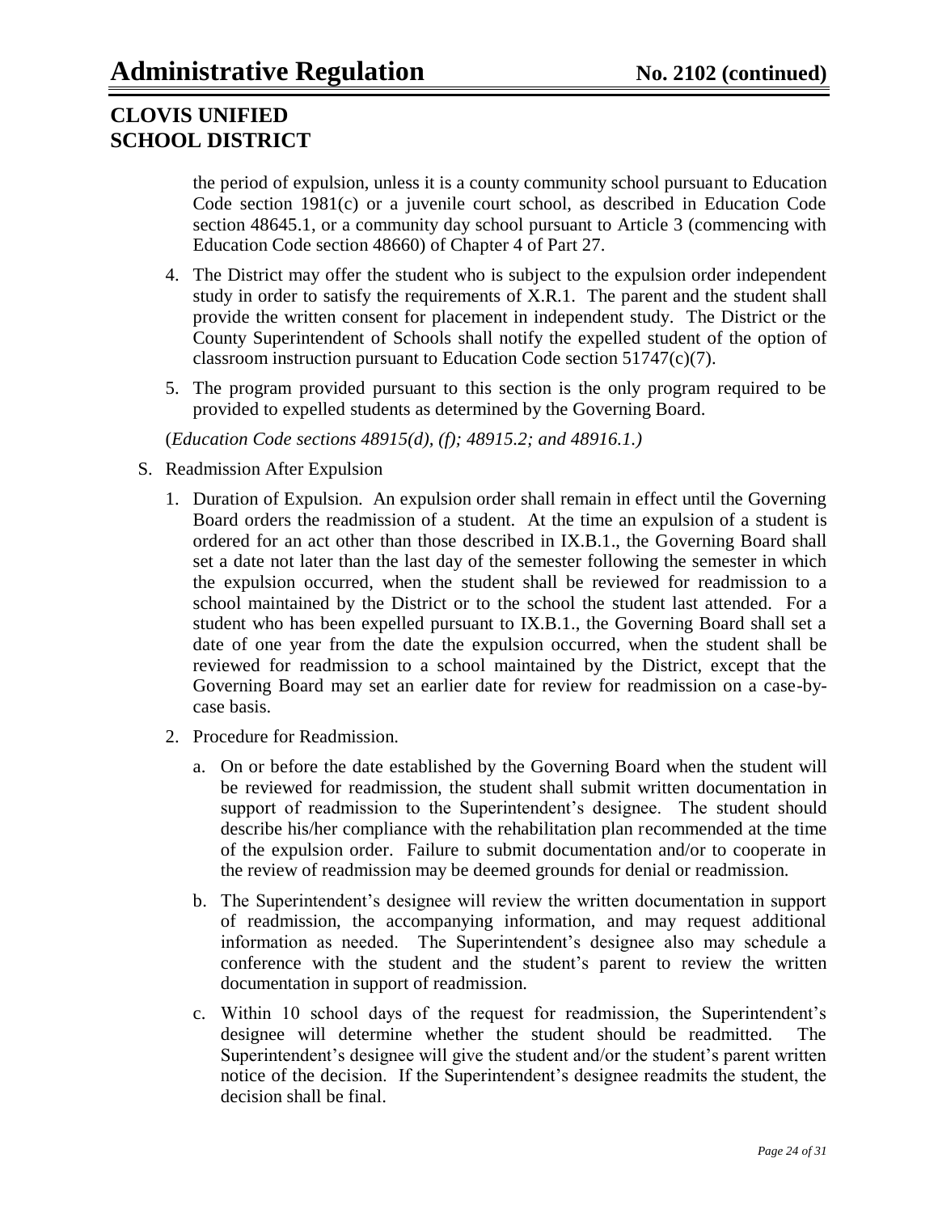the period of expulsion, unless it is a county community school pursuant to Education Code section 1981(c) or a juvenile court school, as described in Education Code section 48645.1, or a community day school pursuant to Article 3 (commencing with Education Code section 48660) of Chapter 4 of Part 27.

4. The District may offer the student who is subject to the expulsion order independent study in order to satisfy the requirements of X.R.1. The parent and the student shall provide the written consent for placement in independent study. The District or the County Superintendent of Schools shall notify the expelled student of the option of classroom instruction pursuant to Education Code section 51747(c)(7).

5. The program provided pursuant to this section is the only program required to be provided to expelled students as determined by the Governing Board.

(*Education Code sections 48915(d), (f); 48915.2; and 48916.1.)*

S. Readmission After Expulsion

1. Duration of Expulsion. An expulsion order shall remain in effect until the Governing Board orders the readmission of a student. At the time an expulsion of a student is ordered for an act other than those described in IX.B.1., the Governing Board shall set a date not later than the last day of the semester following the semester in which the expulsion occurred, when the student shall be reviewed for readmission to a school maintained by the District or to the school the student last attended. For a student who has been expelled pursuant to IX.B.1., the Governing Board shall set a date of one year from the date the expulsion occurred, when the student shall be reviewed for readmission to a school maintained by the District, except that the Governing Board may set an earlier date for review for readmission on a case-by-case basis.

2. Procedure for Readmission.

   a. On or before the date established by the Governing Board when the student will be reviewed for readmission, the student shall submit written documentation in support of readmission to the Superintendent's designee. The student should describe his/her compliance with the rehabilitation plan recommended at the time of the expulsion order. Failure to submit documentation and/or to cooperate in the review of readmission may be deemed grounds for denial or readmission.

   b. The Superintendent's designee will review the written documentation in support of readmission, the accompanying information, and may request additional information as needed. The Superintendent's designee also may schedule a conference with the student and the student's parent to review the written documentation in support of readmission.

   c. Within 10 school days of the request for readmission, the Superintendent's designee will determine whether the student should be readmitted. The Superintendent's designee will give the student and/or the student's parent written notice of the decision. If the Superintendent's designee readmits the student, the decision shall be final.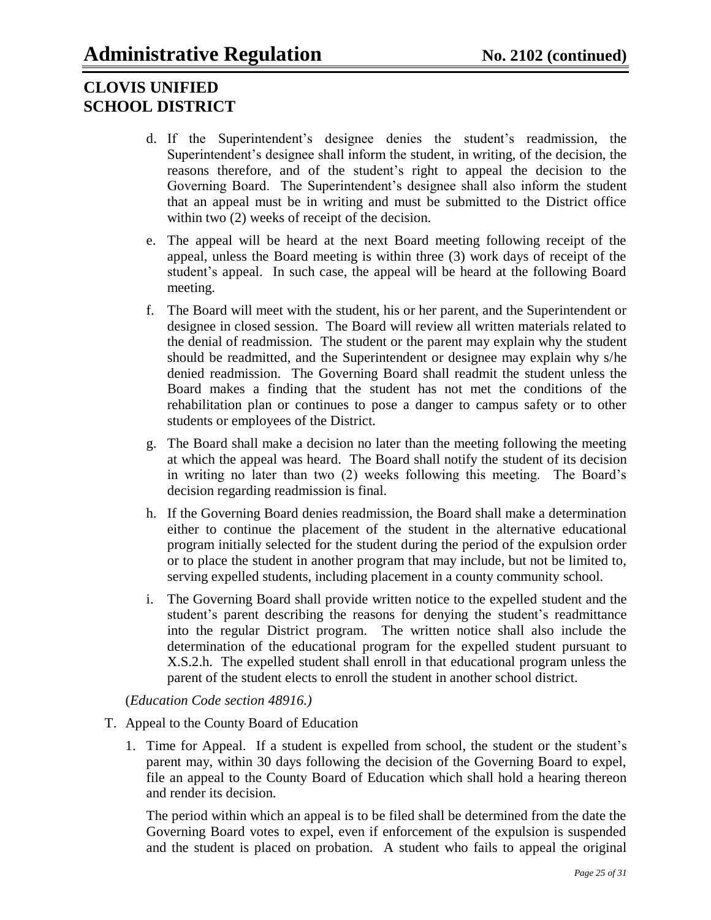d. If the Superintendent's designee denies the student's readmission, the Superintendent's designee shall inform the student, in writing, of the decision, the reasons therefore, and of the student's right to appeal the decision to the Governing Board. The Superintendent's designee shall also inform the student that an appeal must be in writing and must be submitted to the District office within two (2) weeks of receipt of the decision.

e. The appeal will be heard at the next Board meeting following receipt of the appeal, unless the Board meeting is within three (3) work days of receipt of the student's appeal. In such case, the appeal will be heard at the following Board meeting.

f. The Board will meet with the student, his or her parent, and the Superintendent or designee in closed session. The Board will review all written materials related to the denial of readmission. The student or the parent may explain why the student should be readmitted, and the Superintendent or designee may explain why s/he denied readmission. The Governing Board shall readmit the student unless the Board makes a finding that the student has not met the conditions of the rehabilitation plan or continues to pose a danger to campus safety or to other students or employees of the District.

g. The Board shall make a decision no later than the meeting following the meeting at which the appeal was heard. The Board shall notify the student of its decision in writing no later than two (2) weeks following this meeting. The Board's decision regarding readmission is final.

h. If the Governing Board denies readmission, the Board shall make a determination either to continue the placement of the student in the alternative educational program initially selected for the student during the period of the expulsion order or to place the student in another program that may include, but not be limited to, serving expelled students, including placement in a county community school.

i. The Governing Board shall provide written notice to the expelled student and the student's parent describing the reasons for denying the student's readmittance into the regular District program. The written notice shall also include the determination of the educational program for the expelled student pursuant to X.S.2.h. The expelled student shall enroll in that educational program unless the parent of the student elects to enroll the student in another school district.

(*Education Code section 48916.)*

T. Appeal to the County Board of Education

1. Time for Appeal. If a student is expelled from school, the student or the student's parent may, within 30 days following the decision of the Governing Board to expel, file an appeal to the County Board of Education which shall hold a hearing thereon and render its decision.

   The period within which an appeal is to be filed shall be determined from the date the Governing Board votes to expel, even if enforcement of the expulsion is suspended and the student is placed on probation. A student who fails to appeal the original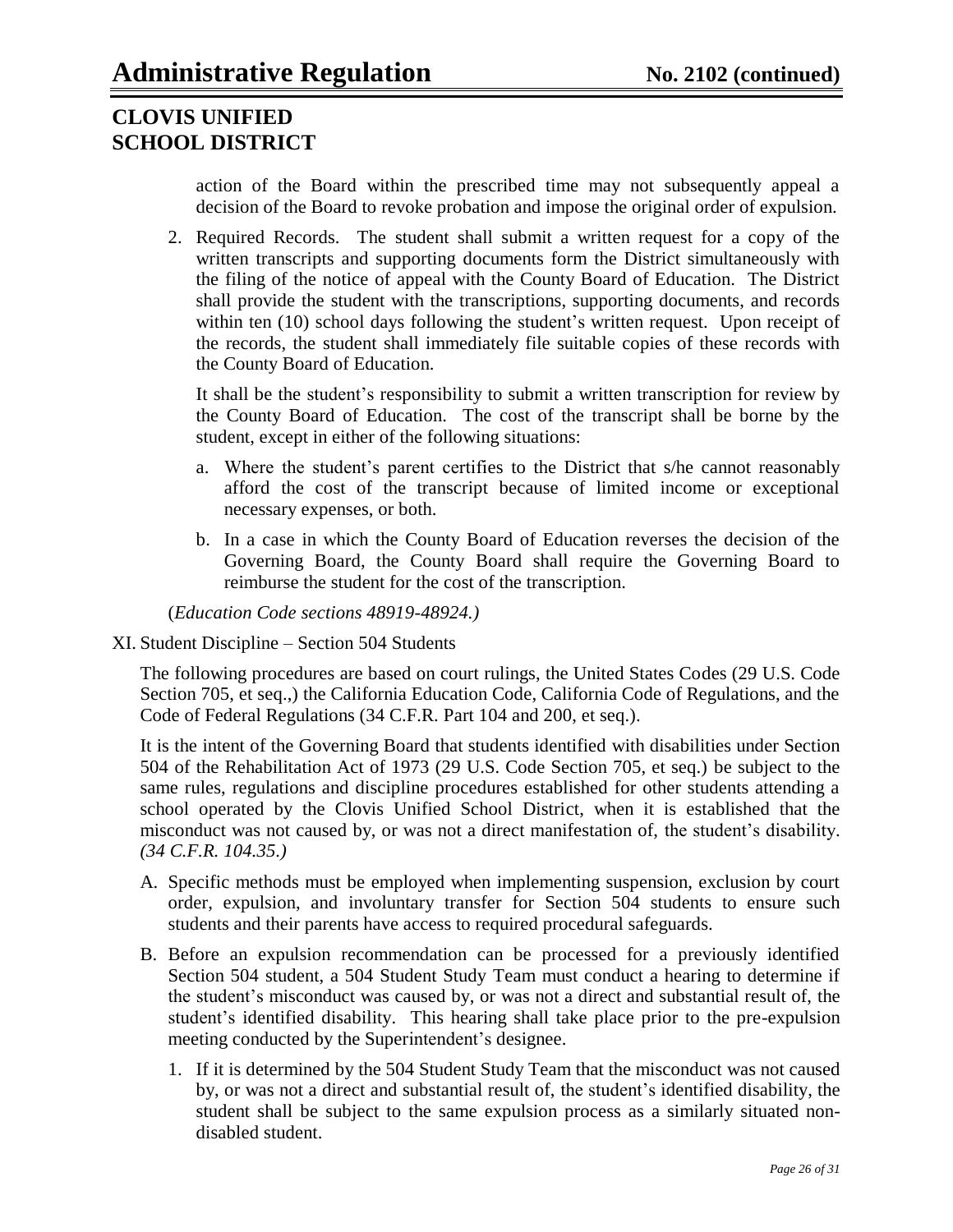action of the Board within the prescribed time may not subsequently appeal a decision of the Board to revoke probation and impose the original order of expulsion.

2. Required Records. The student shall submit a written request for a copy of the written transcripts and supporting documents form the District simultaneously with the filing of the notice of appeal with the County Board of Education. The District shall provide the student with the transcriptions, supporting documents, and records within ten (10) school days following the student's written request. Upon receipt of the records, the student shall immediately file suitable copies of these records with the County Board of Education.

   It shall be the student's responsibility to submit a written transcription for review by the County Board of Education. The cost of the transcript shall be borne by the student, except in either of the following situations:

   a. Where the student's parent certifies to the District that s/he cannot reasonably afford the cost of the transcript because of limited income or exceptional necessary expenses, or both.

   b. In a case in which the County Board of Education reverses the decision of the Governing Board, the County Board shall require the Governing Board to reimburse the student for the cost of the transcription.

(*Education Code sections 48919-48924.)*

XI. Student Discipline – Section 504 Students

The following procedures are based on court rulings, the United States Codes (29 U.S. Code Section 705, et seq.,) the California Education Code, California Code of Regulations, and the Code of Federal Regulations (34 C.F.R. Part 104 and 200, et seq.).

It is the intent of the Governing Board that students identified with disabilities under Section 504 of the Rehabilitation Act of 1973 (29 U.S. Code Section 705, et seq.) be subject to the same rules, regulations and discipline procedures established for other students attending a school operated by the Clovis Unified School District, when it is established that the misconduct was not caused by, or was not a direct manifestation of, the student's disability. *(34 C.F.R. 104.35.)*

A. Specific methods must be employed when implementing suspension, exclusion by court order, expulsion, and involuntary transfer for Section 504 students to ensure such students and their parents have access to required procedural safeguards.

B. Before an expulsion recommendation can be processed for a previously identified Section 504 student, a 504 Student Study Team must conduct a hearing to determine if the student's misconduct was caused by, or was not a direct and substantial result of, the student's identified disability. This hearing shall take place prior to the pre-expulsion meeting conducted by the Superintendent's designee.

   1. If it is determined by the 504 Student Study Team that the misconduct was not caused by, or was not a direct and substantial result of, the student's identified disability, the student shall be subject to the same expulsion process as a similarly situated non-disabled student.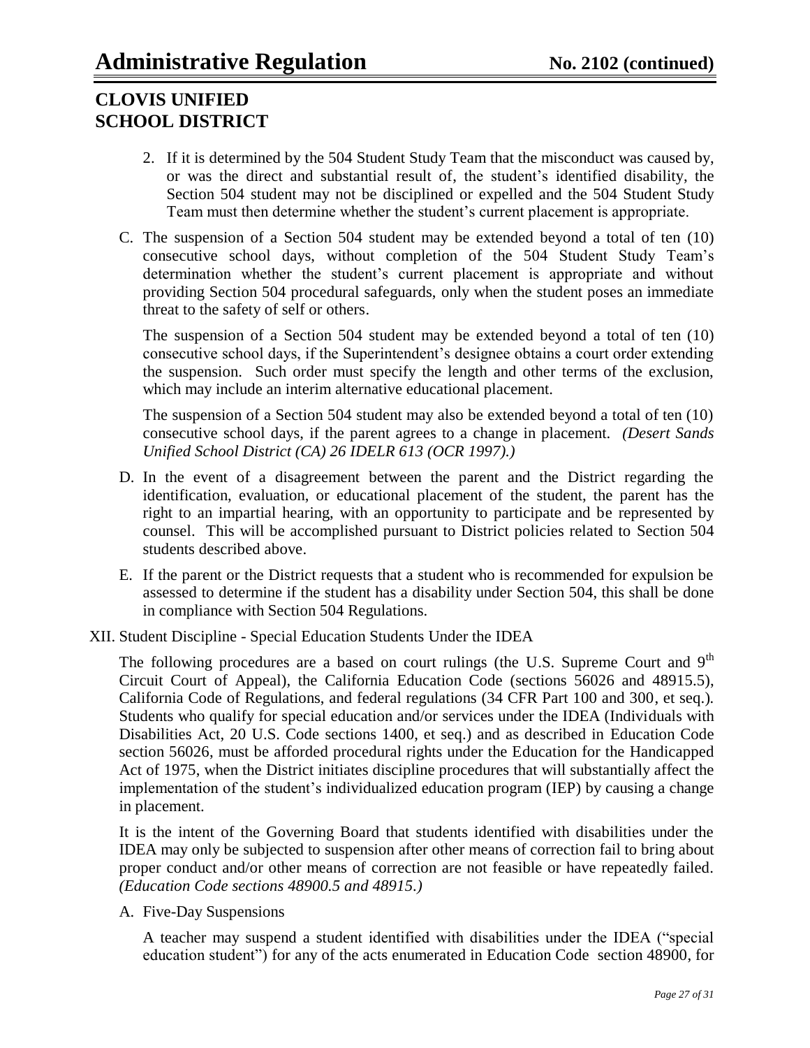2. If it is determined by the 504 Student Study Team that the misconduct was caused by, or was the direct and substantial result of, the student's identified disability, the Section 504 student may not be disciplined or expelled and the 504 Student Study Team must then determine whether the student's current placement is appropriate.

C. The suspension of a Section 504 student may be extended beyond a total of ten (10) consecutive school days, without completion of the 504 Student Study Team's determination whether the student's current placement is appropriate and without providing Section 504 procedural safeguards, only when the student poses an immediate threat to the safety of self or others.

   The suspension of a Section 504 student may be extended beyond a total of ten (10) consecutive school days, if the Superintendent's designee obtains a court order extending the suspension. Such order must specify the length and other terms of the exclusion, which may include an interim alternative educational placement.

   The suspension of a Section 504 student may also be extended beyond a total of ten (10) consecutive school days, if the parent agrees to a change in placement. *(Desert Sands Unified School District (CA) 26 IDELR 613 (OCR 1997).)*

D. In the event of a disagreement between the parent and the District regarding the identification, evaluation, or educational placement of the student, the parent has the right to an impartial hearing, with an opportunity to participate and be represented by counsel. This will be accomplished pursuant to District policies related to Section 504 students described above.

E. If the parent or the District requests that a student who is recommended for expulsion be assessed to determine if the student has a disability under Section 504, this shall be done in compliance with Section 504 Regulations.

XII. Student Discipline - Special Education Students Under the IDEA

The following procedures are a based on court rulings (the U.S. Supreme Court and 9th Circuit Court of Appeal), the California Education Code (sections 56026 and 48915.5), California Code of Regulations, and federal regulations (34 CFR Part 100 and 300, et seq.). Students who qualify for special education and/or services under the IDEA (Individuals with Disabilities Act, 20 U.S. Code sections 1400, et seq.) and as described in Education Code section 56026, must be afforded procedural rights under the Education for the Handicapped Act of 1975, when the District initiates discipline procedures that will substantially affect the implementation of the student's individualized education program (IEP) by causing a change in placement.

It is the intent of the Governing Board that students identified with disabilities under the IDEA may only be subjected to suspension after other means of correction fail to bring about proper conduct and/or other means of correction are not feasible or have repeatedly failed. *(Education Code sections 48900.5 and 48915.)*

A. Five-Day Suspensions

   A teacher may suspend a student identified with disabilities under the IDEA ("special education student") for any of the acts enumerated in Education Code section 48900, for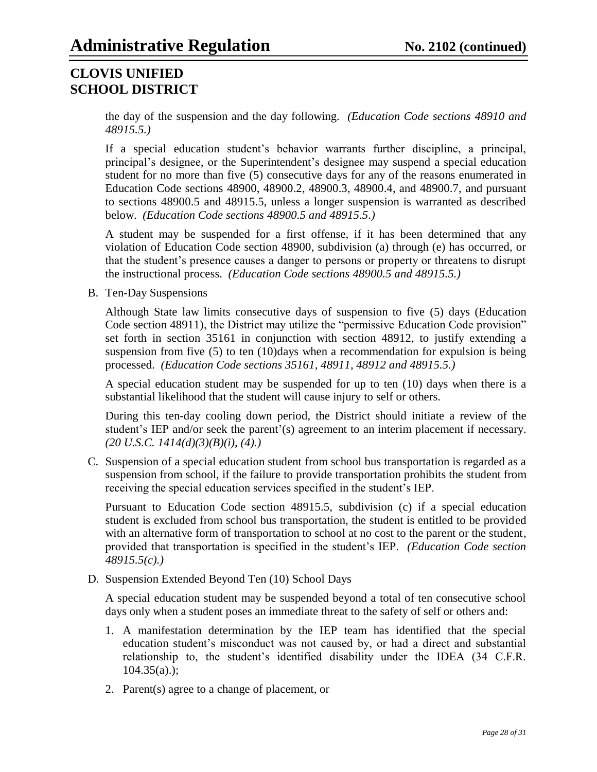the day of the suspension and the day following. *(Education Code sections 48910 and 48915.5.)*

If a special education student's behavior warrants further discipline, a principal, principal's designee, or the Superintendent's designee may suspend a special education student for no more than five (5) consecutive days for any of the reasons enumerated in Education Code sections 48900, 48900.2, 48900.3, 48900.4, and 48900.7, and pursuant to sections 48900.5 and 48915.5, unless a longer suspension is warranted as described below. *(Education Code sections 48900.5 and 48915.5.)*

A student may be suspended for a first offense, if it has been determined that any violation of Education Code section 48900, subdivision (a) through (e) has occurred, or that the student's presence causes a danger to persons or property or threatens to disrupt the instructional process. *(Education Code sections 48900.5 and 48915.5.)*

B. Ten-Day Suspensions

Although State law limits consecutive days of suspension to five (5) days (Education Code section 48911), the District may utilize the "permissive Education Code provision" set forth in section 35161 in conjunction with section 48912, to justify extending a suspension from five (5) to ten (10)days when a recommendation for expulsion is being processed. *(Education Code sections 35161, 48911, 48912 and 48915.5.)*

A special education student may be suspended for up to ten (10) days when there is a substantial likelihood that the student will cause injury to self or others.

During this ten-day cooling down period, the District should initiate a review of the student's IEP and/or seek the parent(s) agreement to an interim placement if necessary. *(20 U.S.C. 1414(d)(3)(B)(i), (4).)*

C. Suspension of a special education student from school bus transportation is regarded as a suspension from school, if the failure to provide transportation prohibits the student from receiving the special education services specified in the student's IEP.

Pursuant to Education Code section 48915.5, subdivision (c) if a special education student is excluded from school bus transportation, the student is entitled to be provided with an alternative form of transportation to school at no cost to the parent or the student, provided that transportation is specified in the student's IEP. *(Education Code section 48915.5(c).)*

D. Suspension Extended Beyond Ten (10) School Days

A special education student may be suspended beyond a total of ten consecutive school days only when a student poses an immediate threat to the safety of self or others and:

1. A manifestation determination by the IEP team has identified that the special education student's misconduct was not caused by, or had a direct and substantial relationship to, the student's identified disability under the IDEA (34 C.F.R. 104.35(a).);
2. Parent(s) agree to a change of placement, or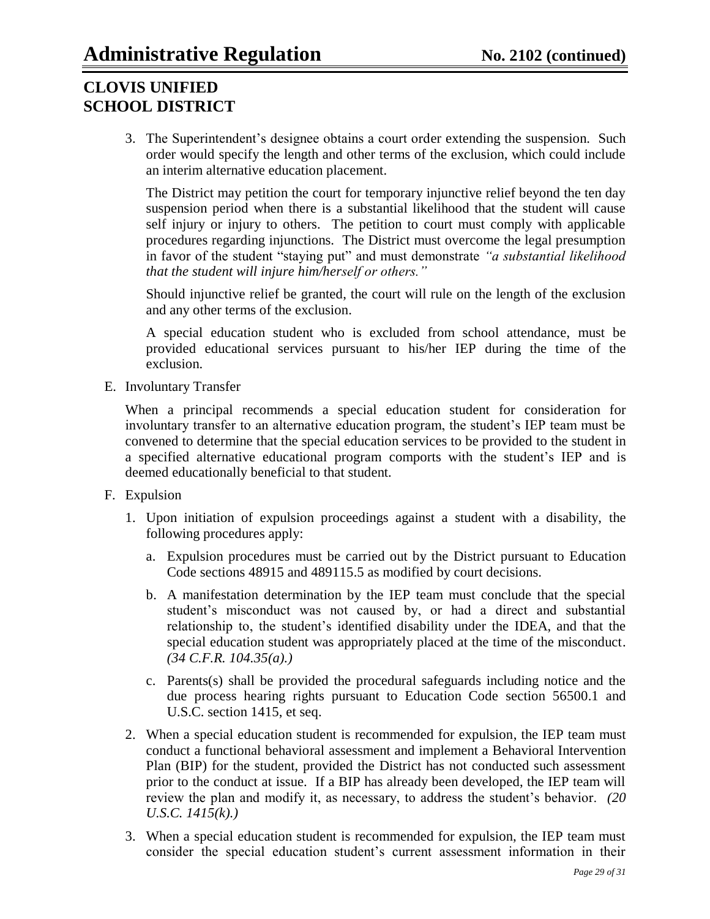3. The Superintendent's designee obtains a court order extending the suspension. Such order would specify the length and other terms of the exclusion, which could include an interim alternative education placement.

   The District may petition the court for temporary injunctive relief beyond the ten day suspension period when there is a substantial likelihood that the student will cause self injury or injury to others. The petition to court must comply with applicable procedures regarding injunctions. The District must overcome the legal presumption in favor of the student "staying put" and must demonstrate *"a substantial likelihood that the student will injure him/herself or others."*

   Should injunctive relief be granted, the court will rule on the length of the exclusion and any other terms of the exclusion.

   A special education student who is excluded from school attendance, must be provided educational services pursuant to his/her IEP during the time of the exclusion.

E. Involuntary Transfer

   When a principal recommends a special education student for consideration for involuntary transfer to an alternative education program, the student's IEP team must be convened to determine that the special education services to be provided to the student in a specified alternative educational program comports with the student's IEP and is deemed educationally beneficial to that student.

F. Expulsion

   1. Upon initiation of expulsion proceedings against a student with a disability, the following procedures apply:

      a. Expulsion procedures must be carried out by the District pursuant to Education Code sections 48915 and 489115.5 as modified by court decisions.

      b. A manifestation determination by the IEP team must conclude that the special student's misconduct was not caused by, or had a direct and substantial relationship to, the student's identified disability under the IDEA, and that the special education student was appropriately placed at the time of the misconduct. *(34 C.F.R. 104.35(a).)*

      c. Parents(s) shall be provided the procedural safeguards including notice and the due process hearing rights pursuant to Education Code section 56500.1 and U.S.C. section 1415, et seq.

   2. When a special education student is recommended for expulsion, the IEP team must conduct a functional behavioral assessment and implement a Behavioral Intervention Plan (BIP) for the student, provided the District has not conducted such assessment prior to the conduct at issue. If a BIP has already been developed, the IEP team will review the plan and modify it, as necessary, to address the student's behavior. *(20 U.S.C. 1415(k).)*

   3. When a special education student is recommended for expulsion, the IEP team must consider the special education student's current assessment information in their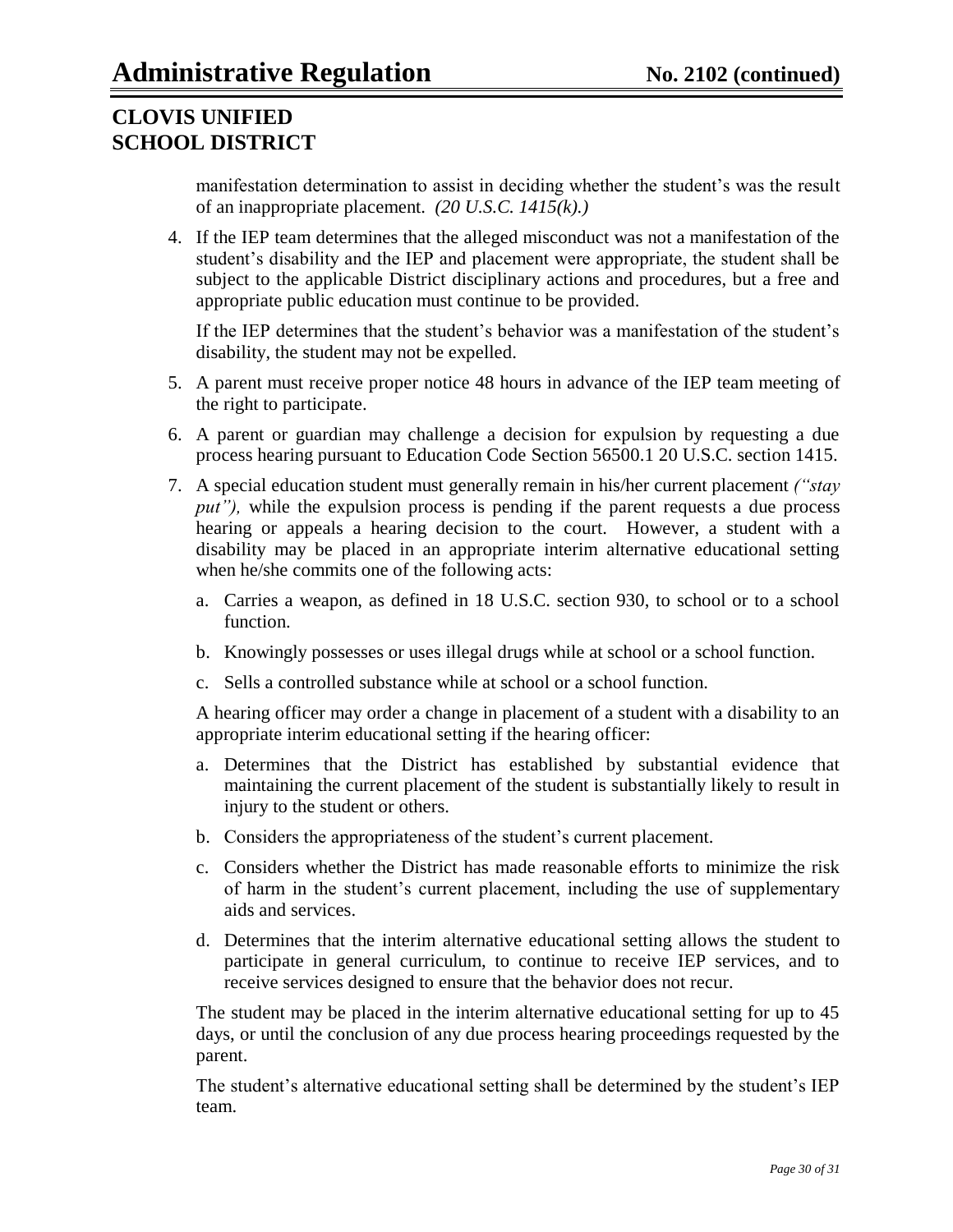manifestation determination to assist in deciding whether the student's was the result of an inappropriate placement. *(20 U.S.C. 1415(k).)*

4. If the IEP team determines that the alleged misconduct was not a manifestation of the student's disability and the IEP and placement were appropriate, the student shall be subject to the applicable District disciplinary actions and procedures, but a free and appropriate public education must continue to be provided.

   If the IEP determines that the student's behavior was a manifestation of the student's disability, the student may not be expelled.

5. A parent must receive proper notice 48 hours in advance of the IEP team meeting of the right to participate.

6. A parent or guardian may challenge a decision for expulsion by requesting a due process hearing pursuant to Education Code Section 56500.1 20 U.S.C. section 1415.

7. A special education student must generally remain in his/her current placement *("stay put"),* while the expulsion process is pending if the parent requests a due process hearing or appeals a hearing decision to the court. However, a student with a disability may be placed in an appropriate interim alternative educational setting when he/she commits one of the following acts:

   a. Carries a weapon, as defined in 18 U.S.C. section 930, to school or to a school function.

   b. Knowingly possesses or uses illegal drugs while at school or a school function.

   c. Sells a controlled substance while at school or a school function.

   A hearing officer may order a change in placement of a student with a disability to an appropriate interim educational setting if the hearing officer:

   a. Determines that the District has established by substantial evidence that maintaining the current placement of the student is substantially likely to result in injury to the student or others.

   b. Considers the appropriateness of the student's current placement.

   c. Considers whether the District has made reasonable efforts to minimize the risk of harm in the student's current placement, including the use of supplementary aids and services.

   d. Determines that the interim alternative educational setting allows the student to participate in general curriculum, to continue to receive IEP services, and to receive services designed to ensure that the behavior does not recur.

   The student may be placed in the interim alternative educational setting for up to 45 days, or until the conclusion of any due process hearing proceedings requested by the parent.

   The student's alternative educational setting shall be determined by the student's IEP team.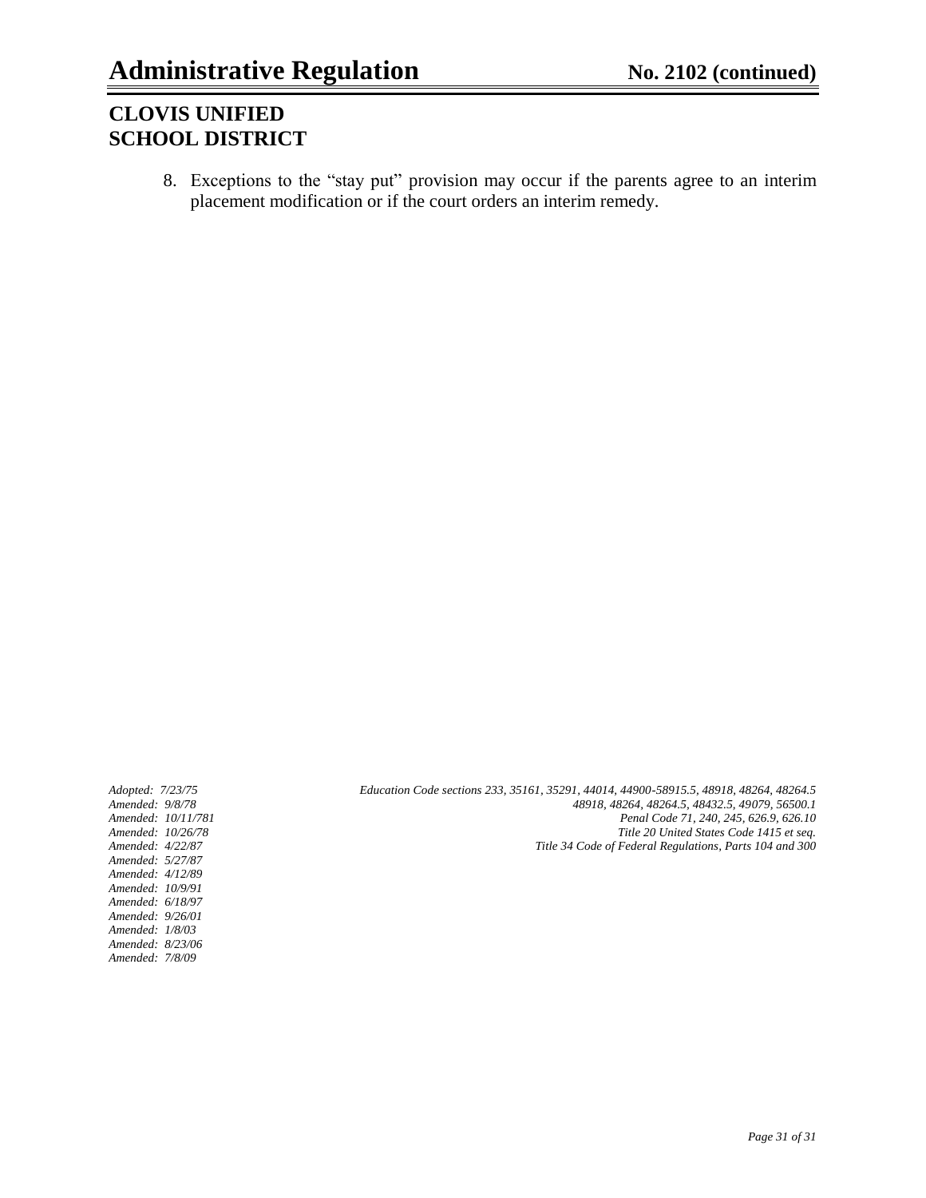8. Exceptions to the "stay put" provision may occur if the parents agree to an interim placement modification or if the court orders an interim remedy.

*Adopted: 7/23/75*
*Amended: 9/8/78*
*Amended: 10/11/781*
*Amended: 10/26/78*
*Amended: 4/22/87*
*Amended: 5/27/87*
*Amended: 4/12/89*
*Amended: 10/9/91*
*Amended: 6/18/97*
*Amended: 9/26/01*
*Amended: 1/8/03*
*Amended: 8/23/06*
*Amended: 7/8/09*

*Education Code sections 233, 35161, 35291, 44014, 44900-58915.5, 48918, 48264, 48264.5*
*48918, 48264, 48264.5, 48432.5, 49079, 56500.1*
*Penal Code 71, 240, 245, 626.9, 626.10*
*Title 20 United States Code 1415 et seq.*
*Title 34 Code of Federal Regulations, Parts 104 and 300*